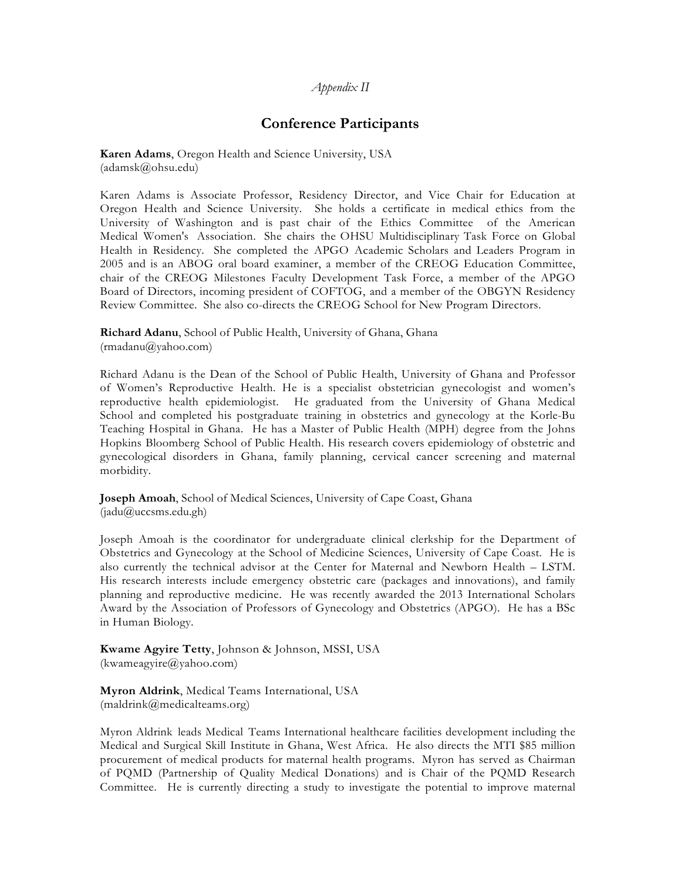*Appendix II*

# Conference Participants

**Karen Adams**, Oregon Health and Science University, USA
(adamsk@ohsu.edu)

Karen Adams is Associate Professor, Residency Director, and Vice Chair for Education at Oregon Health and Science University. She holds a certificate in medical ethics from the University of Washington and is past chair of the Ethics Committee of the American Medical Women's Association. She chairs the OHSU Multidisciplinary Task Force on Global Health in Residency. She completed the APGO Academic Scholars and Leaders Program in 2005 and is an ABOG oral board examiner, a member of the CREOG Education Committee, chair of the CREOG Milestones Faculty Development Task Force, a member of the APGO Board of Directors, incoming president of COFTOG, and a member of the OBGYN Residency Review Committee. She also co-directs the CREOG School for New Program Directors.

**Richard Adanu**, School of Public Health, University of Ghana, Ghana
(rmadanu@yahoo.com)

Richard Adanu is the Dean of the School of Public Health, University of Ghana and Professor of Women's Reproductive Health. He is a specialist obstetrician gynecologist and women's reproductive health epidemiologist. He graduated from the University of Ghana Medical School and completed his postgraduate training in obstetrics and gynecology at the Korle-Bu Teaching Hospital in Ghana. He has a Master of Public Health (MPH) degree from the Johns Hopkins Bloomberg School of Public Health. His research covers epidemiology of obstetric and gynecological disorders in Ghana, family planning, cervical cancer screening and maternal morbidity.

**Joseph Amoah**, School of Medical Sciences, University of Cape Coast, Ghana
(jadu@uccsms.edu.gh)

Joseph Amoah is the coordinator for undergraduate clinical clerkship for the Department of Obstetrics and Gynecology at the School of Medicine Sciences, University of Cape Coast. He is also currently the technical advisor at the Center for Maternal and Newborn Health – LSTM. His research interests include emergency obstetric care (packages and innovations), and family planning and reproductive medicine. He was recently awarded the 2013 International Scholars Award by the Association of Professors of Gynecology and Obstetrics (APGO). He has a BSc in Human Biology.

**Kwame Agyire Tetty**, Johnson & Johnson, MSSI, USA
(kwameagyire@yahoo.com)

**Myron Aldrink**, Medical Teams International, USA
(maldrink@medicalteams.org)

Myron Aldrink leads Medical Teams International healthcare facilities development including the Medical and Surgical Skill Institute in Ghana, West Africa. He also directs the MTI $85 million procurement of medical products for maternal health programs. Myron has served as Chairman of PQMD (Partnership of Quality Medical Donations) and is Chair of the PQMD Research Committee. He is currently directing a study to investigate the potential to improve maternal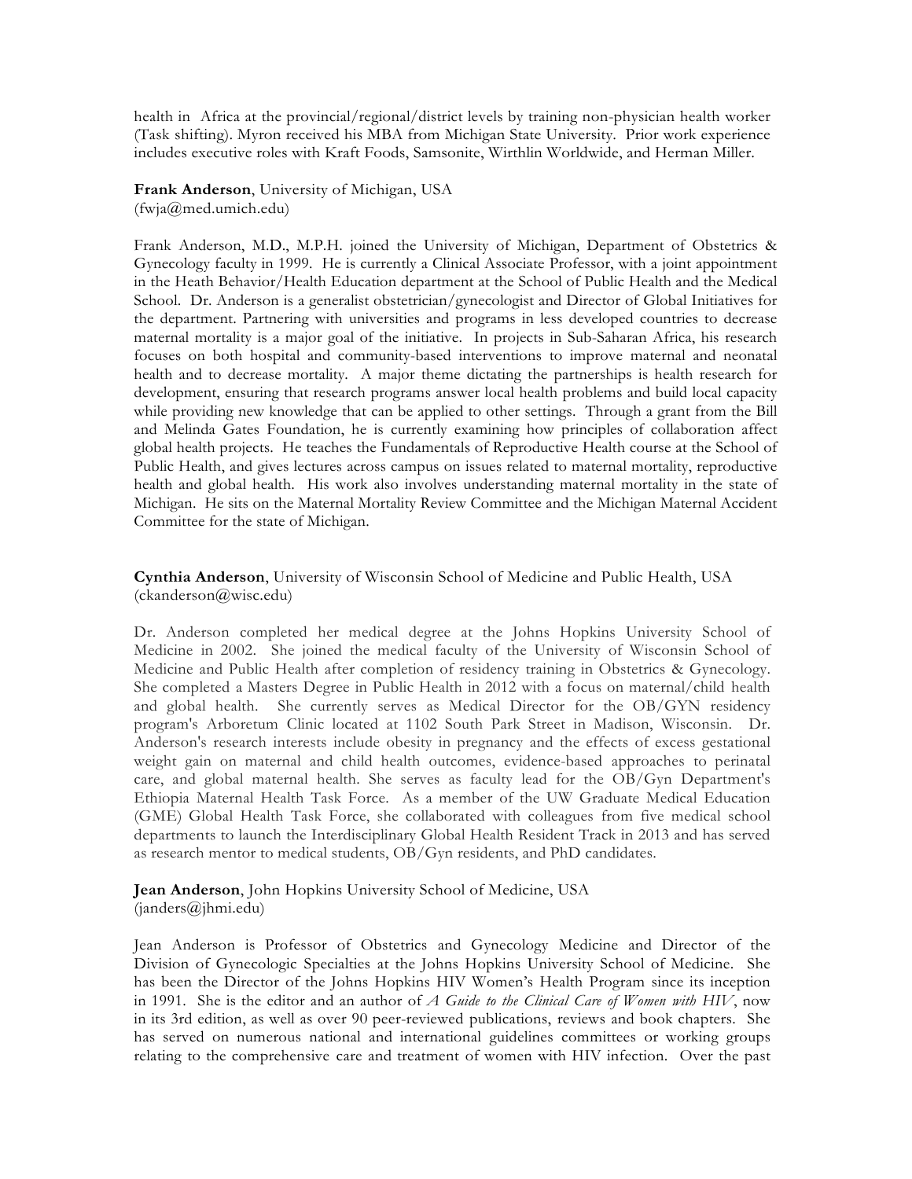health in Africa at the provincial/regional/district levels by training non-physician health worker (Task shifting). Myron received his MBA from Michigan State University. Prior work experience includes executive roles with Kraft Foods, Samsonite, Wirthlin Worldwide, and Herman Miller.

**Frank Anderson**, University of Michigan, USA
(fwja@med.umich.edu)

Frank Anderson, M.D., M.P.H. joined the University of Michigan, Department of Obstetrics & Gynecology faculty in 1999. He is currently a Clinical Associate Professor, with a joint appointment in the Heath Behavior/Health Education department at the School of Public Health and the Medical School. Dr. Anderson is a generalist obstetrician/gynecologist and Director of Global Initiatives for the department. Partnering with universities and programs in less developed countries to decrease maternal mortality is a major goal of the initiative. In projects in Sub-Saharan Africa, his research focuses on both hospital and community-based interventions to improve maternal and neonatal health and to decrease mortality. A major theme dictating the partnerships is health research for development, ensuring that research programs answer local health problems and build local capacity while providing new knowledge that can be applied to other settings. Through a grant from the Bill and Melinda Gates Foundation, he is currently examining how principles of collaboration affect global health projects. He teaches the Fundamentals of Reproductive Health course at the School of Public Health, and gives lectures across campus on issues related to maternal mortality, reproductive health and global health. His work also involves understanding maternal mortality in the state of Michigan. He sits on the Maternal Mortality Review Committee and the Michigan Maternal Accident Committee for the state of Michigan.

**Cynthia Anderson**, University of Wisconsin School of Medicine and Public Health, USA
(ckanderson@wisc.edu)

Dr. Anderson completed her medical degree at the Johns Hopkins University School of Medicine in 2002. She joined the medical faculty of the University of Wisconsin School of Medicine and Public Health after completion of residency training in Obstetrics & Gynecology. She completed a Masters Degree in Public Health in 2012 with a focus on maternal/child health and global health. She currently serves as Medical Director for the OB/GYN residency program's Arboretum Clinic located at 1102 South Park Street in Madison, Wisconsin. Dr. Anderson's research interests include obesity in pregnancy and the effects of excess gestational weight gain on maternal and child health outcomes, evidence-based approaches to perinatal care, and global maternal health. She serves as faculty lead for the OB/Gyn Department's Ethiopia Maternal Health Task Force. As a member of the UW Graduate Medical Education (GME) Global Health Task Force, she collaborated with colleagues from five medical school departments to launch the Interdisciplinary Global Health Resident Track in 2013 and has served as research mentor to medical students, OB/Gyn residents, and PhD candidates.

**Jean Anderson**, John Hopkins University School of Medicine, USA
(janders@jhmi.edu)

Jean Anderson is Professor of Obstetrics and Gynecology Medicine and Director of the Division of Gynecologic Specialties at the Johns Hopkins University School of Medicine. She has been the Director of the Johns Hopkins HIV Women's Health Program since its inception in 1991. She is the editor and an author of *A Guide to the Clinical Care of Women with HIV*, now in its 3rd edition, as well as over 90 peer-reviewed publications, reviews and book chapters. She has served on numerous national and international guidelines committees or working groups relating to the comprehensive care and treatment of women with HIV infection. Over the past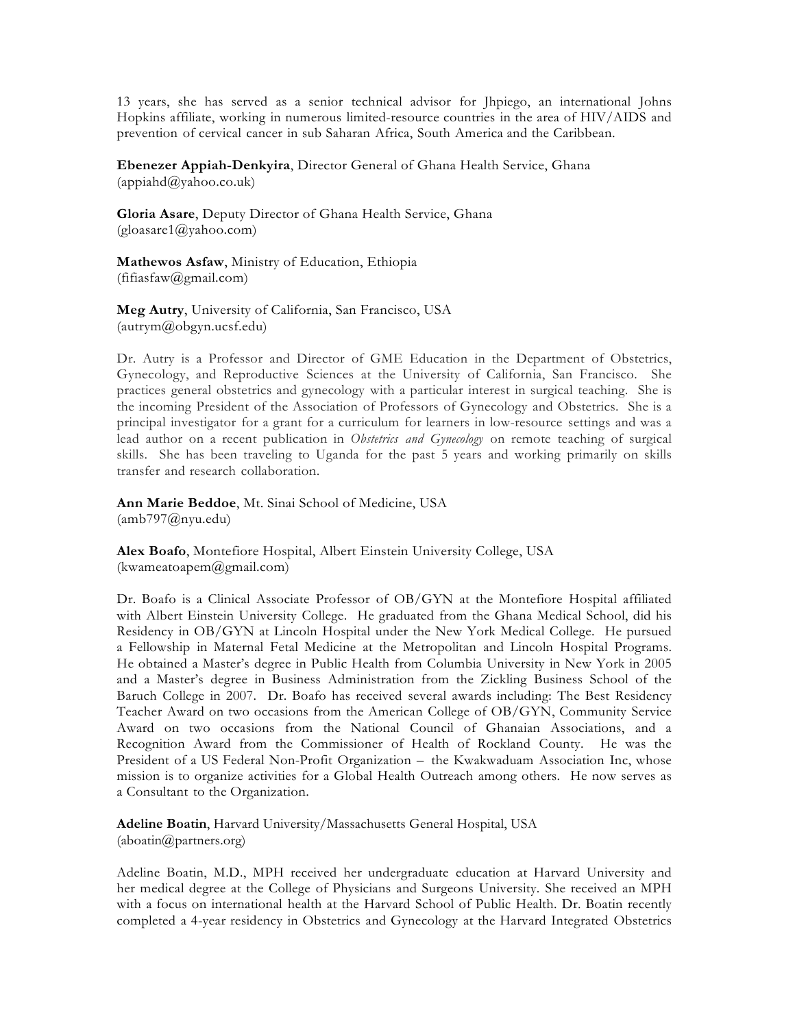13 years, she has served as a senior technical advisor for Jhpiego, an international Johns Hopkins affiliate, working in numerous limited-resource countries in the area of HIV/AIDS and prevention of cervical cancer in sub Saharan Africa, South America and the Caribbean.

**Ebenezer Appiah-Denkyira**, Director General of Ghana Health Service, Ghana
(appiahd@yahoo.co.uk)

**Gloria Asare**, Deputy Director of Ghana Health Service, Ghana
(gloasare1@yahoo.com)

**Mathewos Asfaw**, Ministry of Education, Ethiopia
(fifiasfaw@gmail.com)

**Meg Autry**, University of California, San Francisco, USA
(autrym@obgyn.ucsf.edu)

Dr. Autry is a Professor and Director of GME Education in the Department of Obstetrics, Gynecology, and Reproductive Sciences at the University of California, San Francisco. She practices general obstetrics and gynecology with a particular interest in surgical teaching. She is the incoming President of the Association of Professors of Gynecology and Obstetrics. She is a principal investigator for a grant for a curriculum for learners in low-resource settings and was a lead author on a recent publication in *Obstetrics and Gynecology* on remote teaching of surgical skills. She has been traveling to Uganda for the past 5 years and working primarily on skills transfer and research collaboration.

**Ann Marie Beddoe**, Mt. Sinai School of Medicine, USA
(amb797@nyu.edu)

**Alex Boafo**, Montefiore Hospital, Albert Einstein University College, USA
(kwameatoapem@gmail.com)

Dr. Boafo is a Clinical Associate Professor of OB/GYN at the Montefiore Hospital affiliated with Albert Einstein University College. He graduated from the Ghana Medical School, did his Residency in OB/GYN at Lincoln Hospital under the New York Medical College. He pursued a Fellowship in Maternal Fetal Medicine at the Metropolitan and Lincoln Hospital Programs. He obtained a Master's degree in Public Health from Columbia University in New York in 2005 and a Master's degree in Business Administration from the Zickling Business School of the Baruch College in 2007. Dr. Boafo has received several awards including: The Best Residency Teacher Award on two occasions from the American College of OB/GYN, Community Service Award on two occasions from the National Council of Ghanaian Associations, and a Recognition Award from the Commissioner of Health of Rockland County. He was the President of a US Federal Non-Profit Organization – the Kwakwaduam Association Inc, whose mission is to organize activities for a Global Health Outreach among others. He now serves as a Consultant to the Organization.

**Adeline Boatin**, Harvard University/Massachusetts General Hospital, USA
(aboatin@partners.org)

Adeline Boatin, M.D., MPH received her undergraduate education at Harvard University and her medical degree at the College of Physicians and Surgeons University. She received an MPH with a focus on international health at the Harvard School of Public Health. Dr. Boatin recently completed a 4-year residency in Obstetrics and Gynecology at the Harvard Integrated Obstetrics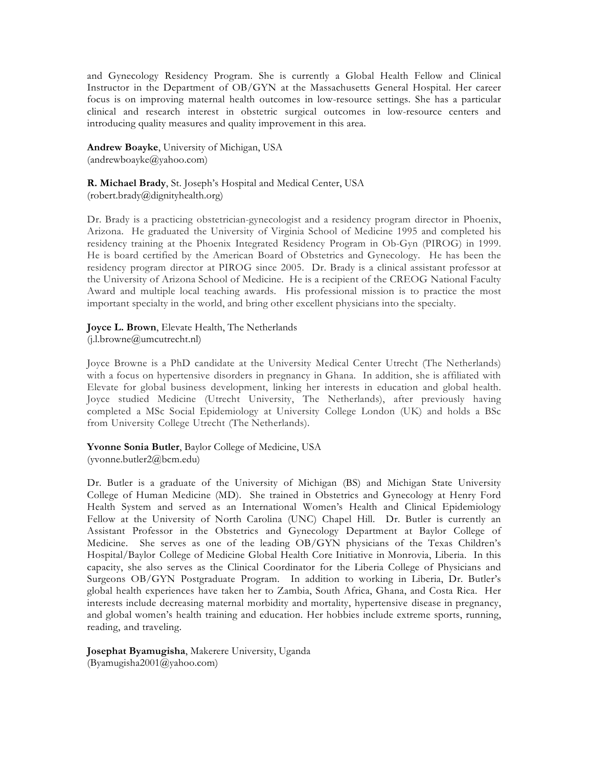and Gynecology Residency Program. She is currently a Global Health Fellow and Clinical Instructor in the Department of OB/GYN at the Massachusetts General Hospital. Her career focus is on improving maternal health outcomes in low-resource settings. She has a particular clinical and research interest in obstetric surgical outcomes in low-resource centers and introducing quality measures and quality improvement in this area.

**Andrew Boayke**, University of Michigan, USA
(andrewboayke@yahoo.com)

**R. Michael Brady**, St. Joseph's Hospital and Medical Center, USA
(robert.brady@dignityhealth.org)

Dr. Brady is a practicing obstetrician-gynecologist and a residency program director in Phoenix, Arizona. He graduated the University of Virginia School of Medicine 1995 and completed his residency training at the Phoenix Integrated Residency Program in Ob-Gyn (PIROG) in 1999. He is board certified by the American Board of Obstetrics and Gynecology. He has been the residency program director at PIROG since 2005. Dr. Brady is a clinical assistant professor at the University of Arizona School of Medicine. He is a recipient of the CREOG National Faculty Award and multiple local teaching awards. His professional mission is to practice the most important specialty in the world, and bring other excellent physicians into the specialty.

**Joyce L. Brown**, Elevate Health, The Netherlands
(j.l.browne@umcutrecht.nl)

Joyce Browne is a PhD candidate at the University Medical Center Utrecht (The Netherlands) with a focus on hypertensive disorders in pregnancy in Ghana. In addition, she is affiliated with Elevate for global business development, linking her interests in education and global health. Joyce studied Medicine (Utrecht University, The Netherlands), after previously having completed a MSc Social Epidemiology at University College London (UK) and holds a BSc from University College Utrecht (The Netherlands).

**Yvonne Sonia Butler**, Baylor College of Medicine, USA
(yvonne.butler2@bcm.edu)

Dr. Butler is a graduate of the University of Michigan (BS) and Michigan State University College of Human Medicine (MD). She trained in Obstetrics and Gynecology at Henry Ford Health System and served as an International Women's Health and Clinical Epidemiology Fellow at the University of North Carolina (UNC) Chapel Hill. Dr. Butler is currently an Assistant Professor in the Obstetrics and Gynecology Department at Baylor College of Medicine. She serves as one of the leading OB/GYN physicians of the Texas Children's Hospital/Baylor College of Medicine Global Health Core Initiative in Monrovia, Liberia. In this capacity, she also serves as the Clinical Coordinator for the Liberia College of Physicians and Surgeons OB/GYN Postgraduate Program. In addition to working in Liberia, Dr. Butler's global health experiences have taken her to Zambia, South Africa, Ghana, and Costa Rica. Her interests include decreasing maternal morbidity and mortality, hypertensive disease in pregnancy, and global women's health training and education. Her hobbies include extreme sports, running, reading, and traveling.

**Josephat Byamugisha**, Makerere University, Uganda
(Byamugisha2001@yahoo.com)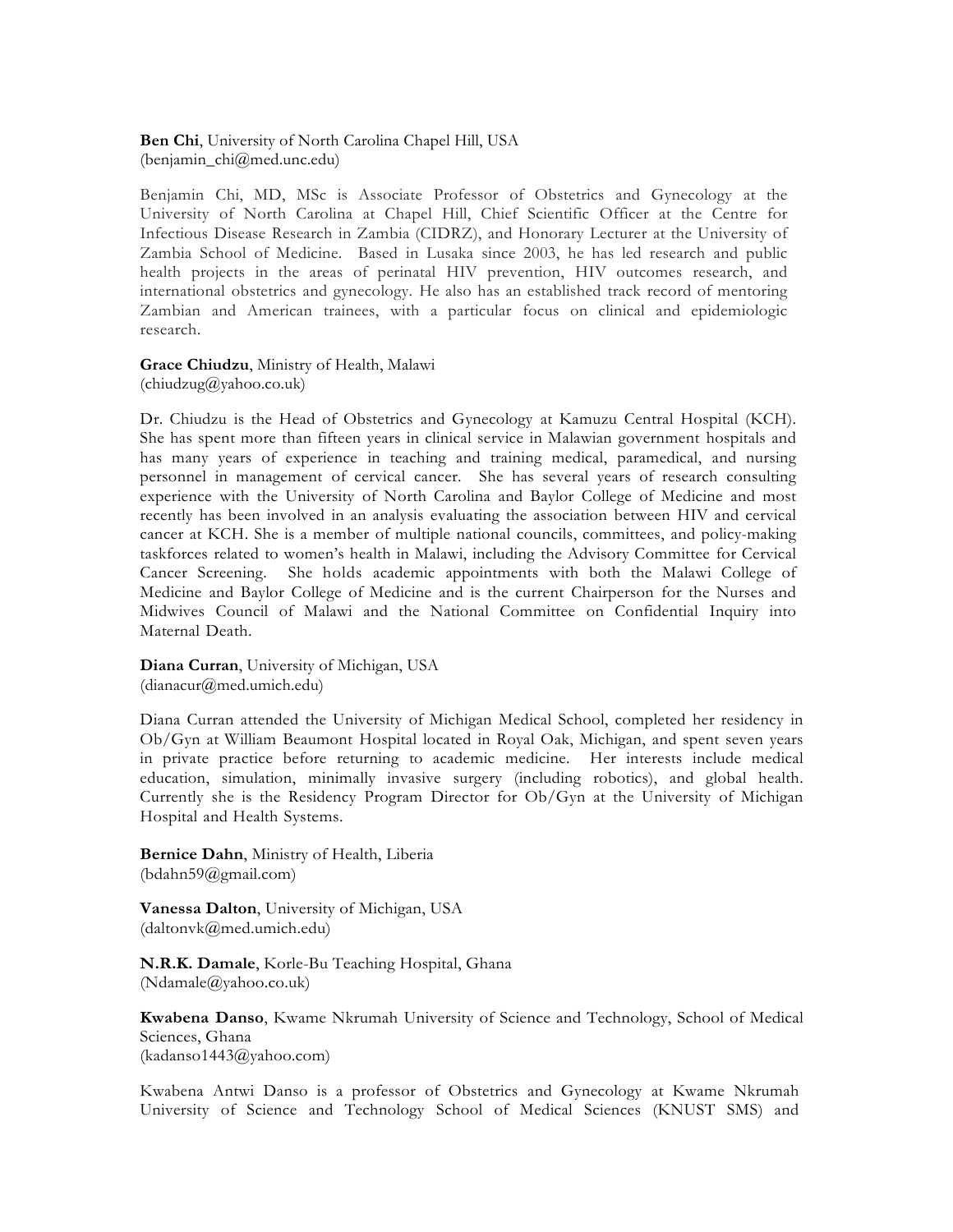**Ben Chi**, University of North Carolina Chapel Hill, USA
(benjamin_chi@med.unc.edu)

Benjamin Chi, MD, MSc is Associate Professor of Obstetrics and Gynecology at the University of North Carolina at Chapel Hill, Chief Scientific Officer at the Centre for Infectious Disease Research in Zambia (CIDRZ), and Honorary Lecturer at the University of Zambia School of Medicine. Based in Lusaka since 2003, he has led research and public health projects in the areas of perinatal HIV prevention, HIV outcomes research, and international obstetrics and gynecology. He also has an established track record of mentoring Zambian and American trainees, with a particular focus on clinical and epidemiologic research.

**Grace Chiudzu**, Ministry of Health, Malawi
(chiudzug@yahoo.co.uk)

Dr. Chiudzu is the Head of Obstetrics and Gynecology at Kamuzu Central Hospital (KCH). She has spent more than fifteen years in clinical service in Malawian government hospitals and has many years of experience in teaching and training medical, paramedical, and nursing personnel in management of cervical cancer. She has several years of research consulting experience with the University of North Carolina and Baylor College of Medicine and most recently has been involved in an analysis evaluating the association between HIV and cervical cancer at KCH. She is a member of multiple national councils, committees, and policy-making taskforces related to women's health in Malawi, including the Advisory Committee for Cervical Cancer Screening. She holds academic appointments with both the Malawi College of Medicine and Baylor College of Medicine and is the current Chairperson for the Nurses and Midwives Council of Malawi and the National Committee on Confidential Inquiry into Maternal Death.

**Diana Curran**, University of Michigan, USA
(dianacur@med.umich.edu)

Diana Curran attended the University of Michigan Medical School, completed her residency in Ob/Gyn at William Beaumont Hospital located in Royal Oak, Michigan, and spent seven years in private practice before returning to academic medicine. Her interests include medical education, simulation, minimally invasive surgery (including robotics), and global health. Currently she is the Residency Program Director for Ob/Gyn at the University of Michigan Hospital and Health Systems.

**Bernice Dahn**, Ministry of Health, Liberia
(bdahn59@gmail.com)

**Vanessa Dalton**, University of Michigan, USA
(daltonvk@med.umich.edu)

**N.R.K. Damale**, Korle-Bu Teaching Hospital, Ghana
(Ndamale@yahoo.co.uk)

**Kwabena Danso**, Kwame Nkrumah University of Science and Technology, School of Medical Sciences, Ghana
(kadanso1443@yahoo.com)

Kwabena Antwi Danso is a professor of Obstetrics and Gynecology at Kwame Nkrumah University of Science and Technology School of Medical Sciences (KNUST SMS) and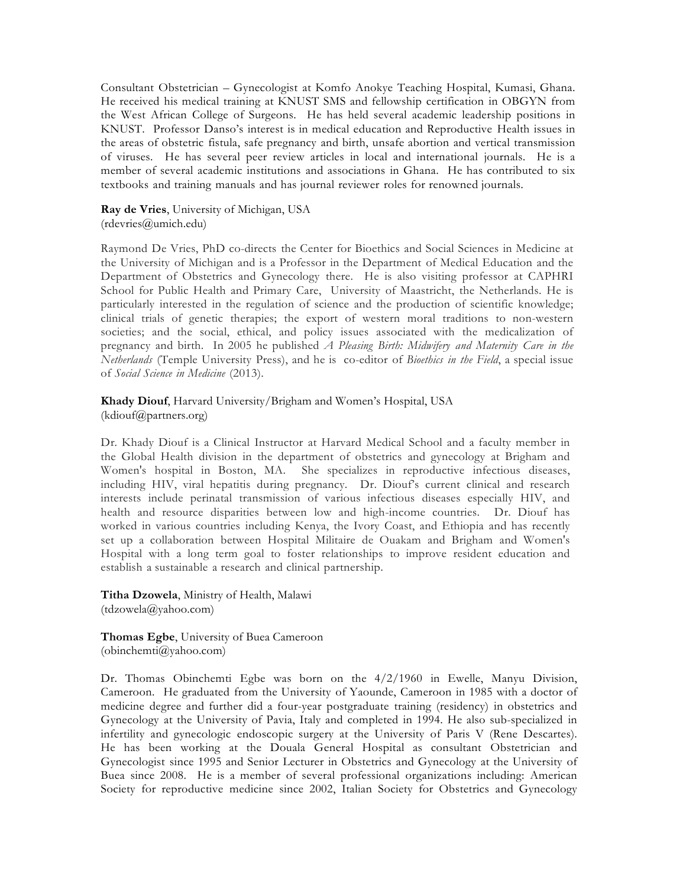Consultant Obstetrician – Gynecologist at Komfo Anokye Teaching Hospital, Kumasi, Ghana. He received his medical training at KNUST SMS and fellowship certification in OBGYN from the West African College of Surgeons. He has held several academic leadership positions in KNUST. Professor Danso's interest is in medical education and Reproductive Health issues in the areas of obstetric fistula, safe pregnancy and birth, unsafe abortion and vertical transmission of viruses. He has several peer review articles in local and international journals. He is a member of several academic institutions and associations in Ghana. He has contributed to six textbooks and training manuals and has journal reviewer roles for renowned journals.

**Ray de Vries**, University of Michigan, USA
(rdevries@umich.edu)

Raymond De Vries, PhD co-directs the Center for Bioethics and Social Sciences in Medicine at the University of Michigan and is a Professor in the Department of Medical Education and the Department of Obstetrics and Gynecology there. He is also visiting professor at CAPHRI School for Public Health and Primary Care, University of Maastricht, the Netherlands. He is particularly interested in the regulation of science and the production of scientific knowledge; clinical trials of genetic therapies; the export of western moral traditions to non-western societies; and the social, ethical, and policy issues associated with the medicalization of pregnancy and birth. In 2005 he published *A Pleasing Birth: Midwifery and Maternity Care in the Netherlands* (Temple University Press), and he is co-editor of *Bioethics in the Field*, a special issue of *Social Science in Medicine* (2013).

**Khady Diouf**, Harvard University/Brigham and Women's Hospital, USA
(kdiouf@partners.org)

Dr. Khady Diouf is a Clinical Instructor at Harvard Medical School and a faculty member in the Global Health division in the department of obstetrics and gynecology at Brigham and Women's hospital in Boston, MA. She specializes in reproductive infectious diseases, including HIV, viral hepatitis during pregnancy. Dr. Diouf's current clinical and research interests include perinatal transmission of various infectious diseases especially HIV, and health and resource disparities between low and high-income countries. Dr. Diouf has worked in various countries including Kenya, the Ivory Coast, and Ethiopia and has recently set up a collaboration between Hospital Militaire de Ouakam and Brigham and Women's Hospital with a long term goal to foster relationships to improve resident education and establish a sustainable a research and clinical partnership.

**Titha Dzowela**, Ministry of Health, Malawi
(tdzowela@yahoo.com)

**Thomas Egbe**, University of Buea Cameroon
(obinchemti@yahoo.com)

Dr. Thomas Obinchemti Egbe was born on the 4/2/1960 in Ewelle, Manyu Division, Cameroon. He graduated from the University of Yaounde, Cameroon in 1985 with a doctor of medicine degree and further did a four-year postgraduate training (residency) in obstetrics and Gynecology at the University of Pavia, Italy and completed in 1994. He also sub-specialized in infertility and gynecologic endoscopic surgery at the University of Paris V (Rene Descartes). He has been working at the Douala General Hospital as consultant Obstetrician and Gynecologist since 1995 and Senior Lecturer in Obstetrics and Gynecology at the University of Buea since 2008. He is a member of several professional organizations including: American Society for reproductive medicine since 2002, Italian Society for Obstetrics and Gynecology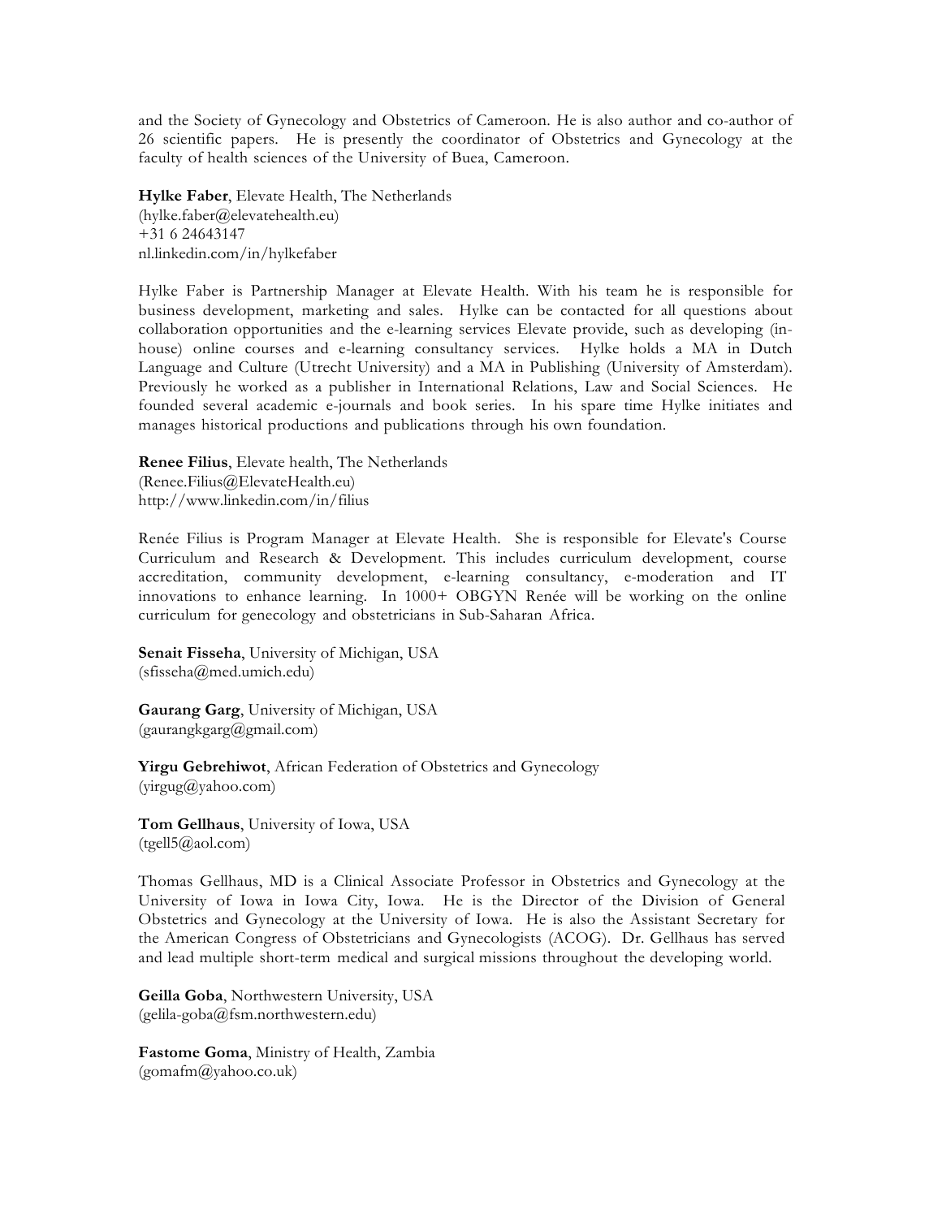and the Society of Gynecology and Obstetrics of Cameroon. He is also author and co-author of 26 scientific papers. He is presently the coordinator of Obstetrics and Gynecology at the faculty of health sciences of the University of Buea, Cameroon.

**Hylke Faber**, Elevate Health, The Netherlands
(hylke.faber@elevatehealth.eu)
+31 6 24643147
nl.linkedin.com/in/hylkefaber

Hylke Faber is Partnership Manager at Elevate Health. With his team he is responsible for business development, marketing and sales. Hylke can be contacted for all questions about collaboration opportunities and the e-learning services Elevate provide, such as developing (in-house) online courses and e-learning consultancy services. Hylke holds a MA in Dutch Language and Culture (Utrecht University) and a MA in Publishing (University of Amsterdam). Previously he worked as a publisher in International Relations, Law and Social Sciences. He founded several academic e-journals and book series. In his spare time Hylke initiates and manages historical productions and publications through his own foundation.

**Renee Filius**, Elevate health, The Netherlands
(Renee.Filius@ElevateHealth.eu)
http://www.linkedin.com/in/filius

Renée Filius is Program Manager at Elevate Health. She is responsible for Elevate's Course Curriculum and Research & Development. This includes curriculum development, course accreditation, community development, e-learning consultancy, e-moderation and IT innovations to enhance learning. In 1000+ OBGYN Renée will be working on the online curriculum for genecology and obstetricians in Sub-Saharan Africa.

**Senait Fisseha**, University of Michigan, USA
(sfisseha@med.umich.edu)

**Gaurang Garg**, University of Michigan, USA
(gaurangkgarg@gmail.com)

**Yirgu Gebrehiwot**, African Federation of Obstetrics and Gynecology
(yirgug@yahoo.com)

**Tom Gellhaus**, University of Iowa, USA
(tgell5@aol.com)

Thomas Gellhaus, MD is a Clinical Associate Professor in Obstetrics and Gynecology at the University of Iowa in Iowa City, Iowa. He is the Director of the Division of General Obstetrics and Gynecology at the University of Iowa. He is also the Assistant Secretary for the American Congress of Obstetricians and Gynecologists (ACOG). Dr. Gellhaus has served and lead multiple short-term medical and surgical missions throughout the developing world.

**Geilla Goba**, Northwestern University, USA
(gelila-goba@fsm.northwestern.edu)

**Fastome Goma**, Ministry of Health, Zambia
(gomafm@yahoo.co.uk)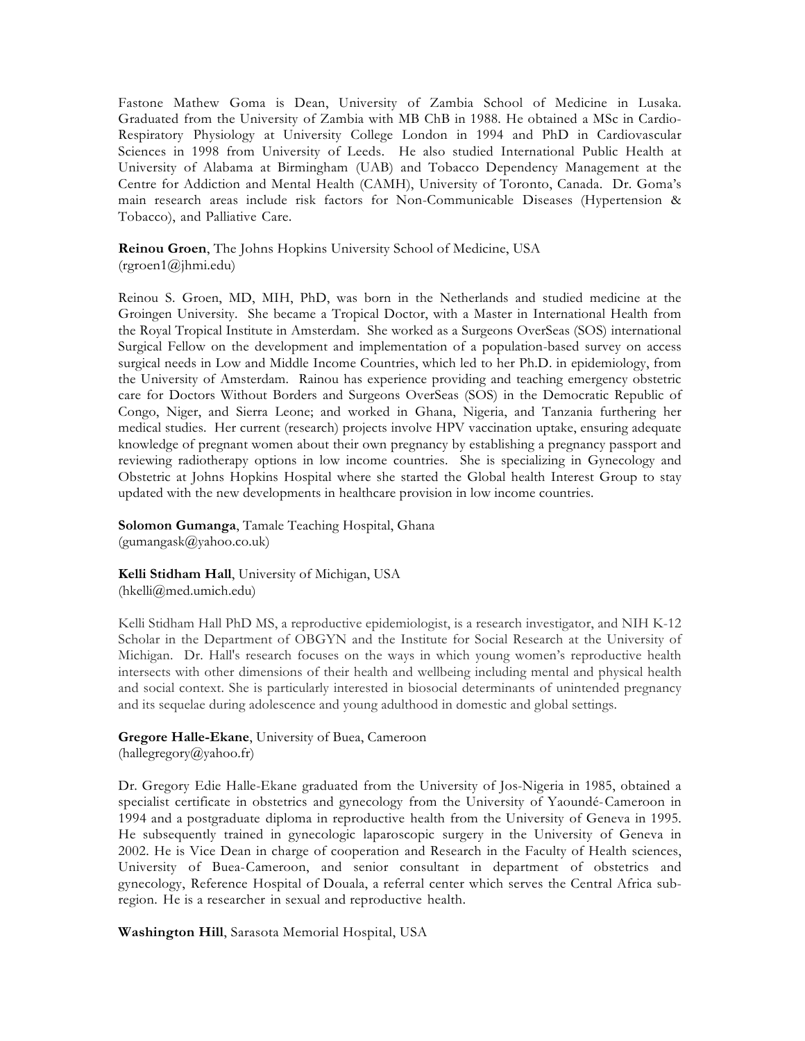Fastone Mathew Goma is Dean, University of Zambia School of Medicine in Lusaka. Graduated from the University of Zambia with MB ChB in 1988. He obtained a MSc in Cardio-Respiratory Physiology at University College London in 1994 and PhD in Cardiovascular Sciences in 1998 from University of Leeds. He also studied International Public Health at University of Alabama at Birmingham (UAB) and Tobacco Dependency Management at the Centre for Addiction and Mental Health (CAMH), University of Toronto, Canada. Dr. Goma's main research areas include risk factors for Non-Communicable Diseases (Hypertension & Tobacco), and Palliative Care.

**Reinou Groen**, The Johns Hopkins University School of Medicine, USA
(rgroen1@jhmi.edu)

Reinou S. Groen, MD, MIH, PhD, was born in the Netherlands and studied medicine at the Groingen University. She became a Tropical Doctor, with a Master in International Health from the Royal Tropical Institute in Amsterdam. She worked as a Surgeons OverSeas (SOS) international Surgical Fellow on the development and implementation of a population-based survey on access surgical needs in Low and Middle Income Countries, which led to her Ph.D. in epidemiology, from the University of Amsterdam. Rainou has experience providing and teaching emergency obstetric care for Doctors Without Borders and Surgeons OverSeas (SOS) in the Democratic Republic of Congo, Niger, and Sierra Leone; and worked in Ghana, Nigeria, and Tanzania furthering her medical studies. Her current (research) projects involve HPV vaccination uptake, ensuring adequate knowledge of pregnant women about their own pregnancy by establishing a pregnancy passport and reviewing radiotherapy options in low income countries. She is specializing in Gynecology and Obstetric at Johns Hopkins Hospital where she started the Global health Interest Group to stay updated with the new developments in healthcare provision in low income countries.

**Solomon Gumanga**, Tamale Teaching Hospital, Ghana
(gumangask@yahoo.co.uk)

**Kelli Stidham Hall**, University of Michigan, USA
(hkelli@med.umich.edu)

Kelli Stidham Hall PhD MS, a reproductive epidemiologist, is a research investigator, and NIH K-12 Scholar in the Department of OBGYN and the Institute for Social Research at the University of Michigan. Dr. Hall's research focuses on the ways in which young women's reproductive health intersects with other dimensions of their health and wellbeing including mental and physical health and social context. She is particularly interested in biosocial determinants of unintended pregnancy and its sequelae during adolescence and young adulthood in domestic and global settings.

**Gregore Halle-Ekane**, University of Buea, Cameroon
(hallegregory@yahoo.fr)

Dr. Gregory Edie Halle-Ekane graduated from the University of Jos-Nigeria in 1985, obtained a specialist certificate in obstetrics and gynecology from the University of Yaoundé-Cameroon in 1994 and a postgraduate diploma in reproductive health from the University of Geneva in 1995. He subsequently trained in gynecologic laparoscopic surgery in the University of Geneva in 2002. He is Vice Dean in charge of cooperation and Research in the Faculty of Health sciences, University of Buea-Cameroon, and senior consultant in department of obstetrics and gynecology, Reference Hospital of Douala, a referral center which serves the Central Africa sub-region. He is a researcher in sexual and reproductive health.

**Washington Hill**, Sarasota Memorial Hospital, USA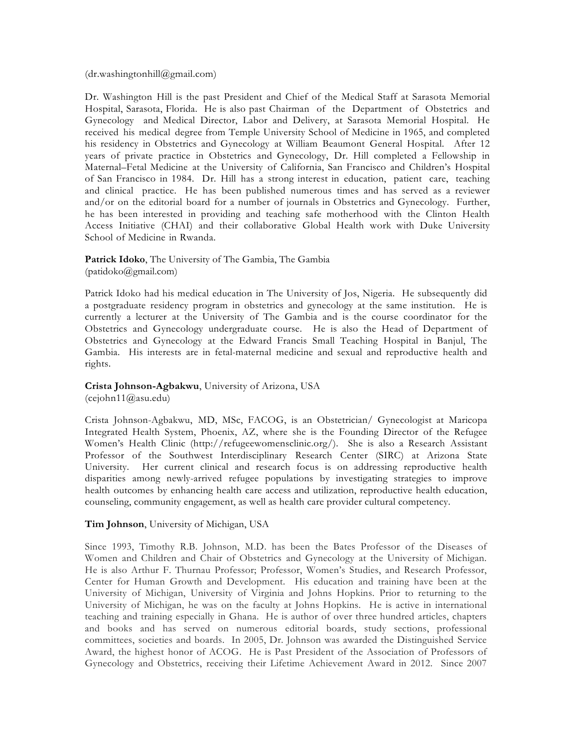(dr.washingtonhill@gmail.com)

Dr. Washington Hill is the past President and Chief of the Medical Staff at Sarasota Memorial Hospital, Sarasota, Florida. He is also past Chairman of the Department of Obstetrics and Gynecology and Medical Director, Labor and Delivery, at Sarasota Memorial Hospital. He received his medical degree from Temple University School of Medicine in 1965, and completed his residency in Obstetrics and Gynecology at William Beaumont General Hospital. After 12 years of private practice in Obstetrics and Gynecology, Dr. Hill completed a Fellowship in Maternal–Fetal Medicine at the University of California, San Francisco and Children's Hospital of San Francisco in 1984. Dr. Hill has a strong interest in education, patient care, teaching and clinical practice. He has been published numerous times and has served as a reviewer and/or on the editorial board for a number of journals in Obstetrics and Gynecology. Further, he has been interested in providing and teaching safe motherhood with the Clinton Health Access Initiative (CHAI) and their collaborative Global Health work with Duke University School of Medicine in Rwanda.

**Patrick Idoko**, The University of The Gambia, The Gambia
(patidoko@gmail.com)

Patrick Idoko had his medical education in The University of Jos, Nigeria. He subsequently did a postgraduate residency program in obstetrics and gynecology at the same institution. He is currently a lecturer at the University of The Gambia and is the course coordinator for the Obstetrics and Gynecology undergraduate course. He is also the Head of Department of Obstetrics and Gynecology at the Edward Francis Small Teaching Hospital in Banjul, The Gambia. His interests are in fetal-maternal medicine and sexual and reproductive health and rights.

**Crista Johnson-Agbakwu**, University of Arizona, USA
(cejohn11@asu.edu)

Crista Johnson-Agbakwu, MD, MSc, FACOG, is an Obstetrician/ Gynecologist at Maricopa Integrated Health System, Phoenix, AZ, where she is the Founding Director of the Refugee Women's Health Clinic (http://refugeewomensclinic.org/). She is also a Research Assistant Professor of the Southwest Interdisciplinary Research Center (SIRC) at Arizona State University. Her current clinical and research focus is on addressing reproductive health disparities among newly-arrived refugee populations by investigating strategies to improve health outcomes by enhancing health care access and utilization, reproductive health education, counseling, community engagement, as well as health care provider cultural competency.

**Tim Johnson**, University of Michigan, USA

Since 1993, Timothy R.B. Johnson, M.D. has been the Bates Professor of the Diseases of Women and Children and Chair of Obstetrics and Gynecology at the University of Michigan. He is also Arthur F. Thurnau Professor; Professor, Women's Studies, and Research Professor, Center for Human Growth and Development. His education and training have been at the University of Michigan, University of Virginia and Johns Hopkins. Prior to returning to the University of Michigan, he was on the faculty at Johns Hopkins. He is active in international teaching and training especially in Ghana. He is author of over three hundred articles, chapters and books and has served on numerous editorial boards, study sections, professional committees, societies and boards. In 2005, Dr. Johnson was awarded the Distinguished Service Award, the highest honor of ACOG. He is Past President of the Association of Professors of Gynecology and Obstetrics, receiving their Lifetime Achievement Award in 2012. Since 2007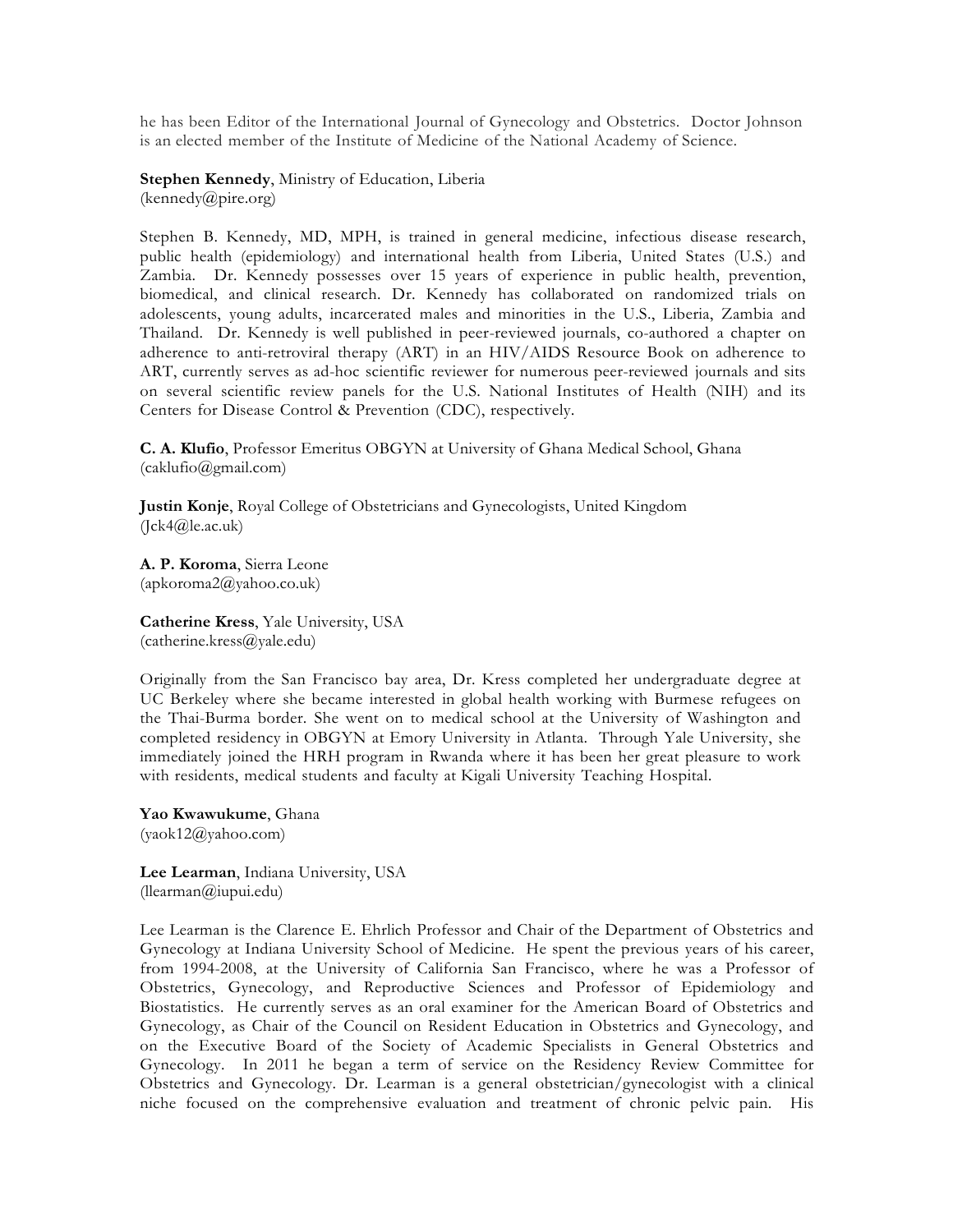he has been Editor of the International Journal of Gynecology and Obstetrics. Doctor Johnson is an elected member of the Institute of Medicine of the National Academy of Science.

**Stephen Kennedy**, Ministry of Education, Liberia
(kennedy@pire.org)

Stephen B. Kennedy, MD, MPH, is trained in general medicine, infectious disease research, public health (epidemiology) and international health from Liberia, United States (U.S.) and Zambia. Dr. Kennedy possesses over 15 years of experience in public health, prevention, biomedical, and clinical research. Dr. Kennedy has collaborated on randomized trials on adolescents, young adults, incarcerated males and minorities in the U.S., Liberia, Zambia and Thailand. Dr. Kennedy is well published in peer-reviewed journals, co-authored a chapter on adherence to anti-retroviral therapy (ART) in an HIV/AIDS Resource Book on adherence to ART, currently serves as ad-hoc scientific reviewer for numerous peer-reviewed journals and sits on several scientific review panels for the U.S. National Institutes of Health (NIH) and its Centers for Disease Control & Prevention (CDC), respectively.

**C. A. Klufio**, Professor Emeritus OBGYN at University of Ghana Medical School, Ghana
(caklufio@gmail.com)

**Justin Konje**, Royal College of Obstetricians and Gynecologists, United Kingdom
(Jck4@le.ac.uk)

**A. P. Koroma**, Sierra Leone
(apkoroma2@yahoo.co.uk)

**Catherine Kress**, Yale University, USA
(catherine.kress@yale.edu)

Originally from the San Francisco bay area, Dr. Kress completed her undergraduate degree at UC Berkeley where she became interested in global health working with Burmese refugees on the Thai-Burma border. She went on to medical school at the University of Washington and completed residency in OBGYN at Emory University in Atlanta. Through Yale University, she immediately joined the HRH program in Rwanda where it has been her great pleasure to work with residents, medical students and faculty at Kigali University Teaching Hospital.

**Yao Kwawukume**, Ghana
(yaok12@yahoo.com)

**Lee Learman**, Indiana University, USA
(llearman@iupui.edu)

Lee Learman is the Clarence E. Ehrlich Professor and Chair of the Department of Obstetrics and Gynecology at Indiana University School of Medicine. He spent the previous years of his career, from 1994-2008, at the University of California San Francisco, where he was a Professor of Obstetrics, Gynecology, and Reproductive Sciences and Professor of Epidemiology and Biostatistics. He currently serves as an oral examiner for the American Board of Obstetrics and Gynecology, as Chair of the Council on Resident Education in Obstetrics and Gynecology, and on the Executive Board of the Society of Academic Specialists in General Obstetrics and Gynecology. In 2011 he began a term of service on the Residency Review Committee for Obstetrics and Gynecology. Dr. Learman is a general obstetrician/gynecologist with a clinical niche focused on the comprehensive evaluation and treatment of chronic pelvic pain. His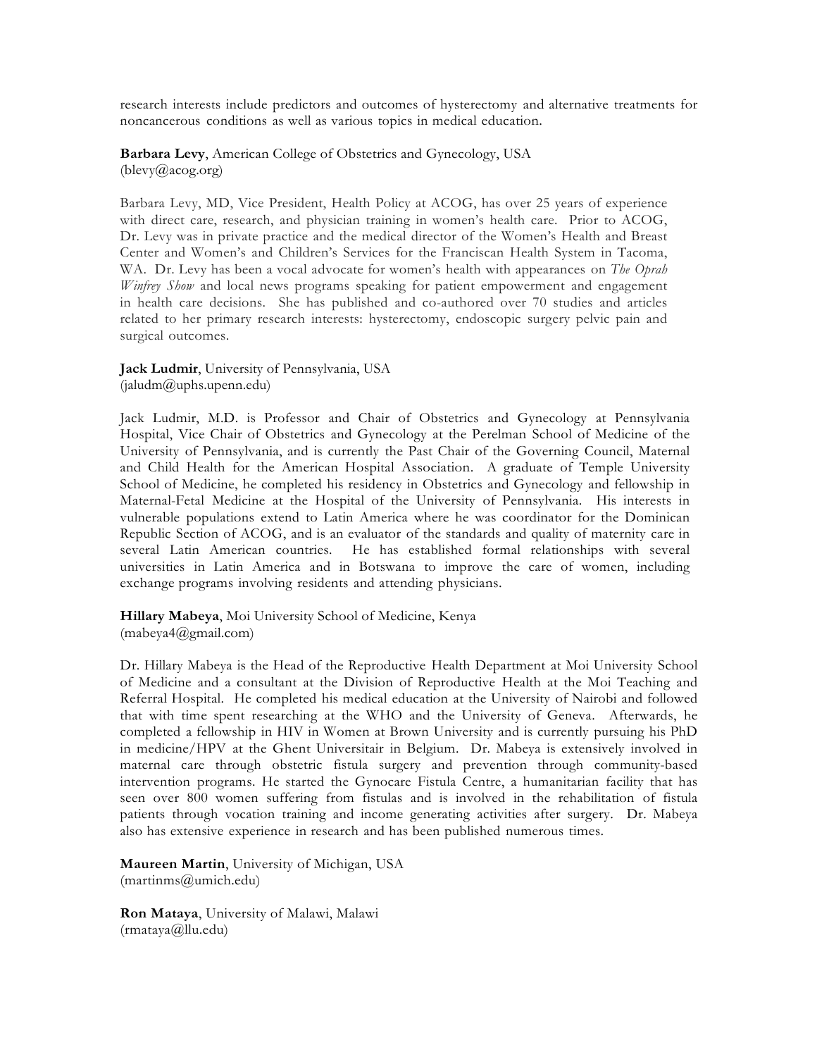research interests include predictors and outcomes of hysterectomy and alternative treatments for noncancerous conditions as well as various topics in medical education.

**Barbara Levy**, American College of Obstetrics and Gynecology, USA
(blevy@acog.org)

Barbara Levy, MD, Vice President, Health Policy at ACOG, has over 25 years of experience with direct care, research, and physician training in women's health care. Prior to ACOG, Dr. Levy was in private practice and the medical director of the Women's Health and Breast Center and Women's and Children's Services for the Franciscan Health System in Tacoma, WA. Dr. Levy has been a vocal advocate for women's health with appearances on *The Oprah Winfrey Show* and local news programs speaking for patient empowerment and engagement in health care decisions. She has published and co-authored over 70 studies and articles related to her primary research interests: hysterectomy, endoscopic surgery pelvic pain and surgical outcomes.

**Jack Ludmir**, University of Pennsylvania, USA
(jaludm@uphs.upenn.edu)

Jack Ludmir, M.D. is Professor and Chair of Obstetrics and Gynecology at Pennsylvania Hospital, Vice Chair of Obstetrics and Gynecology at the Perelman School of Medicine of the University of Pennsylvania, and is currently the Past Chair of the Governing Council, Maternal and Child Health for the American Hospital Association. A graduate of Temple University School of Medicine, he completed his residency in Obstetrics and Gynecology and fellowship in Maternal-Fetal Medicine at the Hospital of the University of Pennsylvania. His interests in vulnerable populations extend to Latin America where he was coordinator for the Dominican Republic Section of ACOG, and is an evaluator of the standards and quality of maternity care in several Latin American countries. He has established formal relationships with several universities in Latin America and in Botswana to improve the care of women, including exchange programs involving residents and attending physicians.

**Hillary Mabeya**, Moi University School of Medicine, Kenya
(mabeya4@gmail.com)

Dr. Hillary Mabeya is the Head of the Reproductive Health Department at Moi University School of Medicine and a consultant at the Division of Reproductive Health at the Moi Teaching and Referral Hospital. He completed his medical education at the University of Nairobi and followed that with time spent researching at the WHO and the University of Geneva. Afterwards, he completed a fellowship in HIV in Women at Brown University and is currently pursuing his PhD in medicine/HPV at the Ghent Universitair in Belgium. Dr. Mabeya is extensively involved in maternal care through obstetric fistula surgery and prevention through community-based intervention programs. He started the Gynocare Fistula Centre, a humanitarian facility that has seen over 800 women suffering from fistulas and is involved in the rehabilitation of fistula patients through vocation training and income generating activities after surgery. Dr. Mabeya also has extensive experience in research and has been published numerous times.

**Maureen Martin**, University of Michigan, USA
(martinms@umich.edu)

**Ron Mataya**, University of Malawi, Malawi
(rmataya@llu.edu)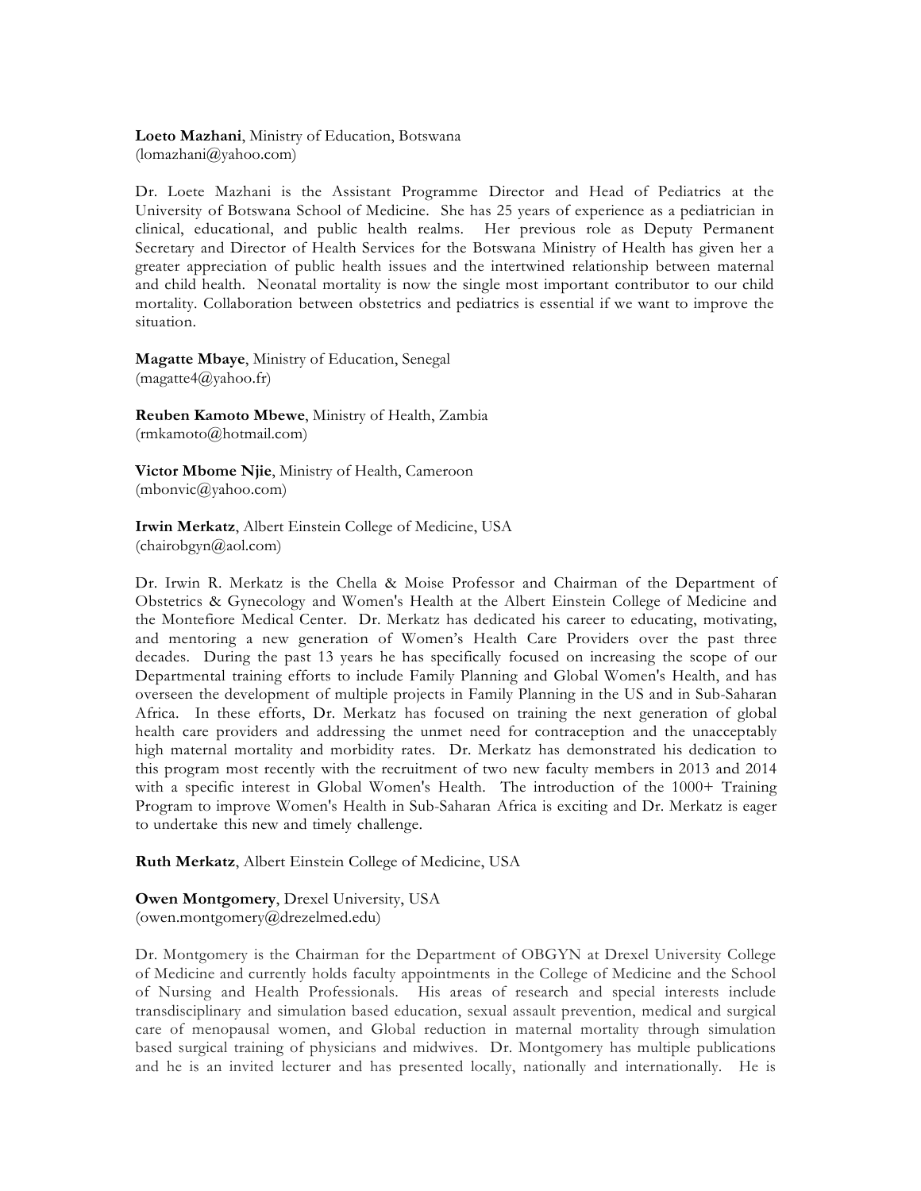**Loeto Mazhani**, Ministry of Education, Botswana
(lomazhani@yahoo.com)

Dr. Loete Mazhani is the Assistant Programme Director and Head of Pediatrics at the University of Botswana School of Medicine. She has 25 years of experience as a pediatrician in clinical, educational, and public health realms. Her previous role as Deputy Permanent Secretary and Director of Health Services for the Botswana Ministry of Health has given her a greater appreciation of public health issues and the intertwined relationship between maternal and child health. Neonatal mortality is now the single most important contributor to our child mortality. Collaboration between obstetrics and pediatrics is essential if we want to improve the situation.

**Magatte Mbaye**, Ministry of Education, Senegal
(magatte4@yahoo.fr)

**Reuben Kamoto Mbewe**, Ministry of Health, Zambia
(rmkamoto@hotmail.com)

**Victor Mbome Njie**, Ministry of Health, Cameroon
(mbonvic@yahoo.com)

**Irwin Merkatz**, Albert Einstein College of Medicine, USA
(chairobgyn@aol.com)

Dr. Irwin R. Merkatz is the Chella & Moise Professor and Chairman of the Department of Obstetrics & Gynecology and Women's Health at the Albert Einstein College of Medicine and the Montefiore Medical Center. Dr. Merkatz has dedicated his career to educating, motivating, and mentoring a new generation of Women's Health Care Providers over the past three decades. During the past 13 years he has specifically focused on increasing the scope of our Departmental training efforts to include Family Planning and Global Women's Health, and has overseen the development of multiple projects in Family Planning in the US and in Sub-Saharan Africa. In these efforts, Dr. Merkatz has focused on training the next generation of global health care providers and addressing the unmet need for contraception and the unacceptably high maternal mortality and morbidity rates. Dr. Merkatz has demonstrated his dedication to this program most recently with the recruitment of two new faculty members in 2013 and 2014 with a specific interest in Global Women's Health. The introduction of the 1000+ Training Program to improve Women's Health in Sub-Saharan Africa is exciting and Dr. Merkatz is eager to undertake this new and timely challenge.

**Ruth Merkatz**, Albert Einstein College of Medicine, USA

**Owen Montgomery**, Drexel University, USA
(owen.montgomery@drezelmed.edu)

Dr. Montgomery is the Chairman for the Department of OBGYN at Drexel University College of Medicine and currently holds faculty appointments in the College of Medicine and the School of Nursing and Health Professionals. His areas of research and special interests include transdisciplinary and simulation based education, sexual assault prevention, medical and surgical care of menopausal women, and Global reduction in maternal mortality through simulation based surgical training of physicians and midwives. Dr. Montgomery has multiple publications and he is an invited lecturer and has presented locally, nationally and internationally. He is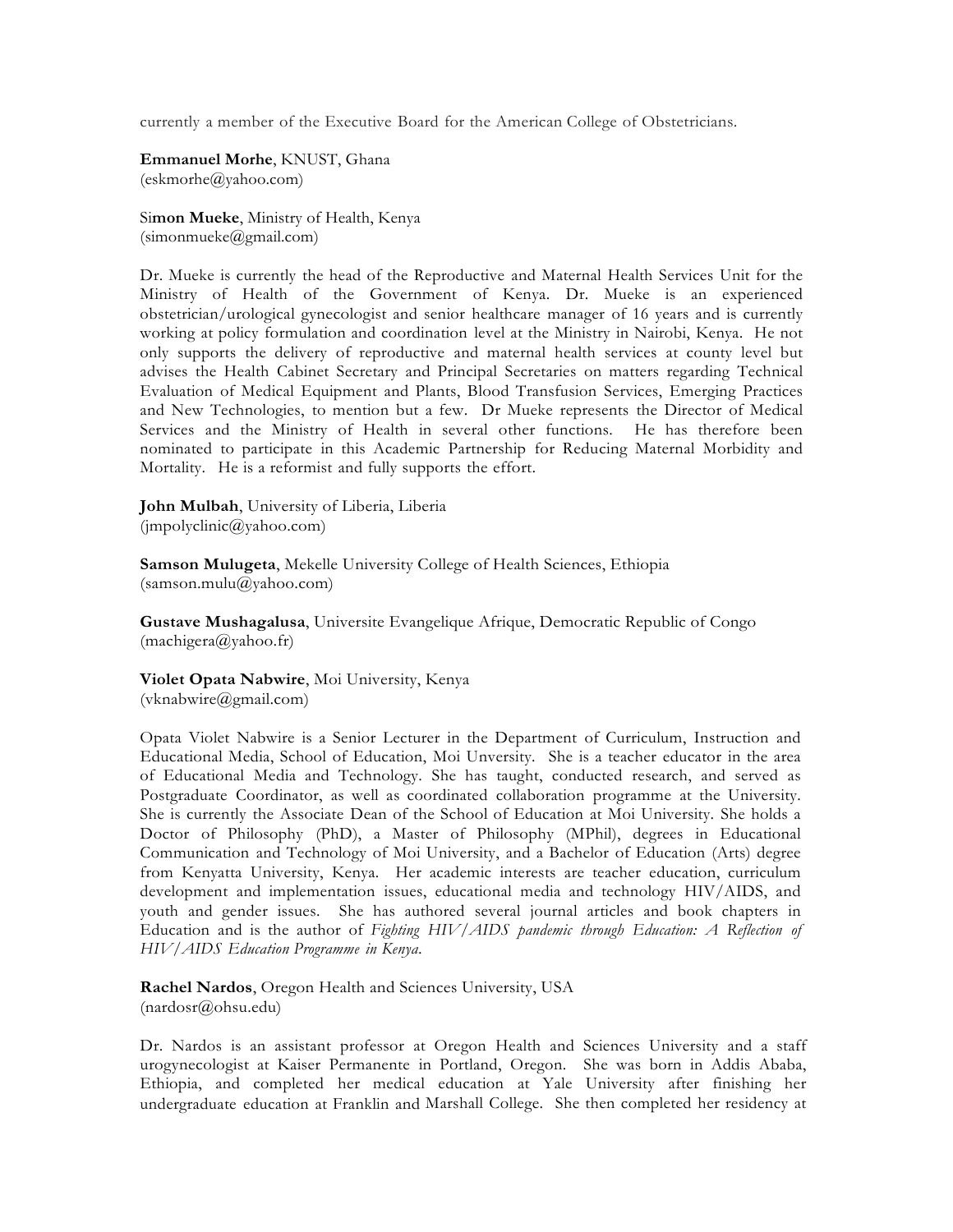currently a member of the Executive Board for the American College of Obstetricians.

**Emmanuel Morhe**, KNUST, Ghana
(eskmorhe@yahoo.com)

Si**mon Mueke**, Ministry of Health, Kenya
(simonmueke@gmail.com)

Dr. Mueke is currently the head of the Reproductive and Maternal Health Services Unit for the Ministry of Health of the Government of Kenya. Dr. Mueke is an experienced obstetrician/urological gynecologist and senior healthcare manager of 16 years and is currently working at policy formulation and coordination level at the Ministry in Nairobi, Kenya. He not only supports the delivery of reproductive and maternal health services at county level but advises the Health Cabinet Secretary and Principal Secretaries on matters regarding Technical Evaluation of Medical Equipment and Plants, Blood Transfusion Services, Emerging Practices and New Technologies, to mention but a few. Dr Mueke represents the Director of Medical Services and the Ministry of Health in several other functions. He has therefore been nominated to participate in this Academic Partnership for Reducing Maternal Morbidity and Mortality. He is a reformist and fully supports the effort.

**John Mulbah**, University of Liberia, Liberia
(jmpolyclinic@yahoo.com)

**Samson Mulugeta**, Mekelle University College of Health Sciences, Ethiopia
(samson.mulu@yahoo.com)

**Gustave Mushagalusa**, Universite Evangelique Afrique, Democratic Republic of Congo
(machigera@yahoo.fr)

**Violet Opata Nabwire**, Moi University, Kenya
(vknabwire@gmail.com)

Opata Violet Nabwire is a Senior Lecturer in the Department of Curriculum, Instruction and Educational Media, School of Education, Moi Unversity. She is a teacher educator in the area of Educational Media and Technology. She has taught, conducted research, and served as Postgraduate Coordinator, as well as coordinated collaboration programme at the University. She is currently the Associate Dean of the School of Education at Moi University. She holds a Doctor of Philosophy (PhD), a Master of Philosophy (MPhil), degrees in Educational Communication and Technology of Moi University, and a Bachelor of Education (Arts) degree from Kenyatta University, Kenya. Her academic interests are teacher education, curriculum development and implementation issues, educational media and technology HIV/AIDS, and youth and gender issues. She has authored several journal articles and book chapters in Education and is the author of *Fighting HIV/AIDS pandemic through Education: A Reflection of HIV/AIDS Education Programme in Kenya*.

**Rachel Nardos**, Oregon Health and Sciences University, USA
(nardosr@ohsu.edu)

Dr. Nardos is an assistant professor at Oregon Health and Sciences University and a staff urogynecologist at Kaiser Permanente in Portland, Oregon. She was born in Addis Ababa, Ethiopia, and completed her medical education at Yale University after finishing her undergraduate education at Franklin and Marshall College. She then completed her residency at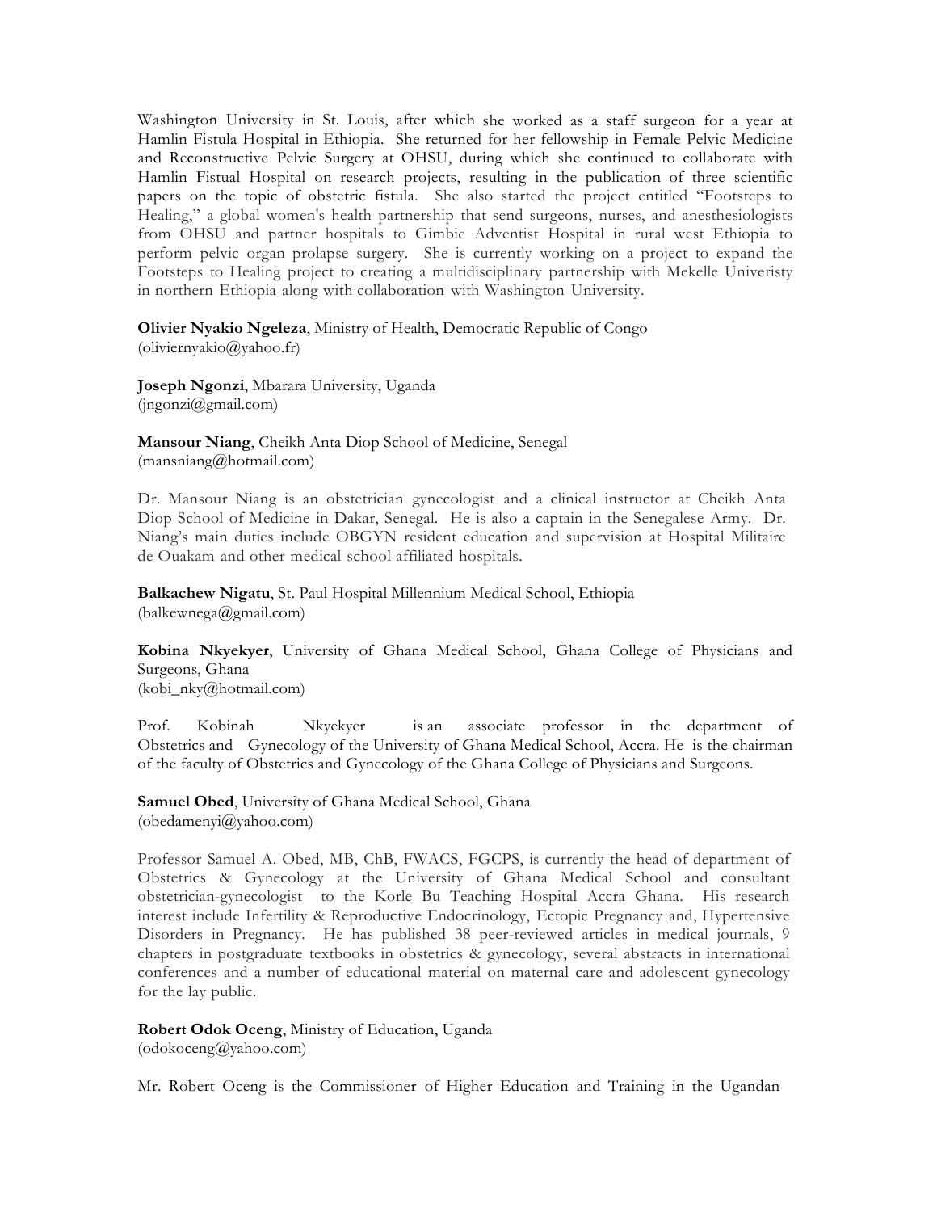Washington University in St. Louis, after which she worked as a staff surgeon for a year at Hamlin Fistula Hospital in Ethiopia. She returned for her fellowship in Female Pelvic Medicine and Reconstructive Pelvic Surgery at OHSU, during which she continued to collaborate with Hamlin Fistual Hospital on research projects, resulting in the publication of three scientific papers on the topic of obstetric fistula. She also started the project entitled "Footsteps to Healing," a global women's health partnership that send surgeons, nurses, and anesthesiologists from OHSU and partner hospitals to Gimbie Adventist Hospital in rural west Ethiopia to perform pelvic organ prolapse surgery. She is currently working on a project to expand the Footsteps to Healing project to creating a multidisciplinary partnership with Mekelle Univeristy in northern Ethiopia along with collaboration with Washington University.

**Olivier Nyakio Ngeleza**, Ministry of Health, Democratic Republic of Congo
(oliviernyakio@yahoo.fr)

**Joseph Ngonzi**, Mbarara University, Uganda
(jngonzi@gmail.com)

**Mansour Niang**, Cheikh Anta Diop School of Medicine, Senegal
(mansniang@hotmail.com)

Dr. Mansour Niang is an obstetrician gynecologist and a clinical instructor at Cheikh Anta Diop School of Medicine in Dakar, Senegal. He is also a captain in the Senegalese Army. Dr. Niang's main duties include OBGYN resident education and supervision at Hospital Militaire de Ouakam and other medical school affiliated hospitals.

**Balkachew Nigatu**, St. Paul Hospital Millennium Medical School, Ethiopia
(balkewnega@gmail.com)

**Kobina Nkyekyer**, University of Ghana Medical School, Ghana College of Physicians and Surgeons, Ghana
(kobi_nky@hotmail.com)

Prof. Kobinah Nkyekyer is an associate professor in the department of Obstetrics and Gynecology of the University of Ghana Medical School, Accra. He is the chairman of the faculty of Obstetrics and Gynecology of the Ghana College of Physicians and Surgeons.

**Samuel Obed**, University of Ghana Medical School, Ghana
(obedamenyi@yahoo.com)

Professor Samuel A. Obed, MB, ChB, FWACS, FGCPS, is currently the head of department of Obstetrics & Gynecology at the University of Ghana Medical School and consultant obstetrician-gynecologist to the Korle Bu Teaching Hospital Accra Ghana. His research interest include Infertility & Reproductive Endocrinology, Ectopic Pregnancy and, Hypertensive Disorders in Pregnancy. He has published 38 peer-reviewed articles in medical journals, 9 chapters in postgraduate textbooks in obstetrics & gynecology, several abstracts in international conferences and a number of educational material on maternal care and adolescent gynecology for the lay public.

**Robert Odok Oceng**, Ministry of Education, Uganda
(odokoceng@yahoo.com)

Mr. Robert Oceng is the Commissioner of Higher Education and Training in the Ugandan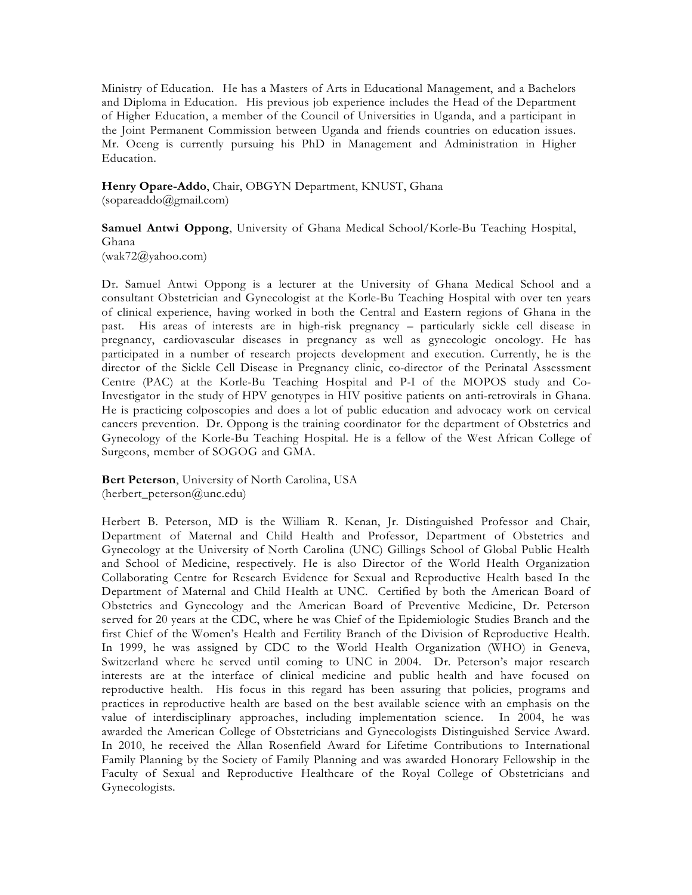Ministry of Education. He has a Masters of Arts in Educational Management, and a Bachelors and Diploma in Education. His previous job experience includes the Head of the Department of Higher Education, a member of the Council of Universities in Uganda, and a participant in the Joint Permanent Commission between Uganda and friends countries on education issues. Mr. Oceng is currently pursuing his PhD in Management and Administration in Higher Education.

**Henry Opare-Addo**, Chair, OBGYN Department, KNUST, Ghana
(sopareaddo@gmail.com)

**Samuel Antwi Oppong**, University of Ghana Medical School/Korle-Bu Teaching Hospital, Ghana
(wak72@yahoo.com)

Dr. Samuel Antwi Oppong is a lecturer at the University of Ghana Medical School and a consultant Obstetrician and Gynecologist at the Korle-Bu Teaching Hospital with over ten years of clinical experience, having worked in both the Central and Eastern regions of Ghana in the past. His areas of interests are in high-risk pregnancy – particularly sickle cell disease in pregnancy, cardiovascular diseases in pregnancy as well as gynecologic oncology. He has participated in a number of research projects development and execution. Currently, he is the director of the Sickle Cell Disease in Pregnancy clinic, co-director of the Perinatal Assessment Centre (PAC) at the Korle-Bu Teaching Hospital and P-I of the MOPOS study and Co-Investigator in the study of HPV genotypes in HIV positive patients on anti-retrovirals in Ghana. He is practicing colposcopies and does a lot of public education and advocacy work on cervical cancers prevention. Dr. Oppong is the training coordinator for the department of Obstetrics and Gynecology of the Korle-Bu Teaching Hospital. He is a fellow of the West African College of Surgeons, member of SOGOG and GMA.

**Bert Peterson**, University of North Carolina, USA
(herbert_peterson@unc.edu)

Herbert B. Peterson, MD is the William R. Kenan, Jr. Distinguished Professor and Chair, Department of Maternal and Child Health and Professor, Department of Obstetrics and Gynecology at the University of North Carolina (UNC) Gillings School of Global Public Health and School of Medicine, respectively. He is also Director of the World Health Organization Collaborating Centre for Research Evidence for Sexual and Reproductive Health based In the Department of Maternal and Child Health at UNC. Certified by both the American Board of Obstetrics and Gynecology and the American Board of Preventive Medicine, Dr. Peterson served for 20 years at the CDC, where he was Chief of the Epidemiologic Studies Branch and the first Chief of the Women's Health and Fertility Branch of the Division of Reproductive Health. In 1999, he was assigned by CDC to the World Health Organization (WHO) in Geneva, Switzerland where he served until coming to UNC in 2004. Dr. Peterson's major research interests are at the interface of clinical medicine and public health and have focused on reproductive health. His focus in this regard has been assuring that policies, programs and practices in reproductive health are based on the best available science with an emphasis on the value of interdisciplinary approaches, including implementation science. In 2004, he was awarded the American College of Obstetricians and Gynecologists Distinguished Service Award. In 2010, he received the Allan Rosenfield Award for Lifetime Contributions to International Family Planning by the Society of Family Planning and was awarded Honorary Fellowship in the Faculty of Sexual and Reproductive Healthcare of the Royal College of Obstetricians and Gynecologists.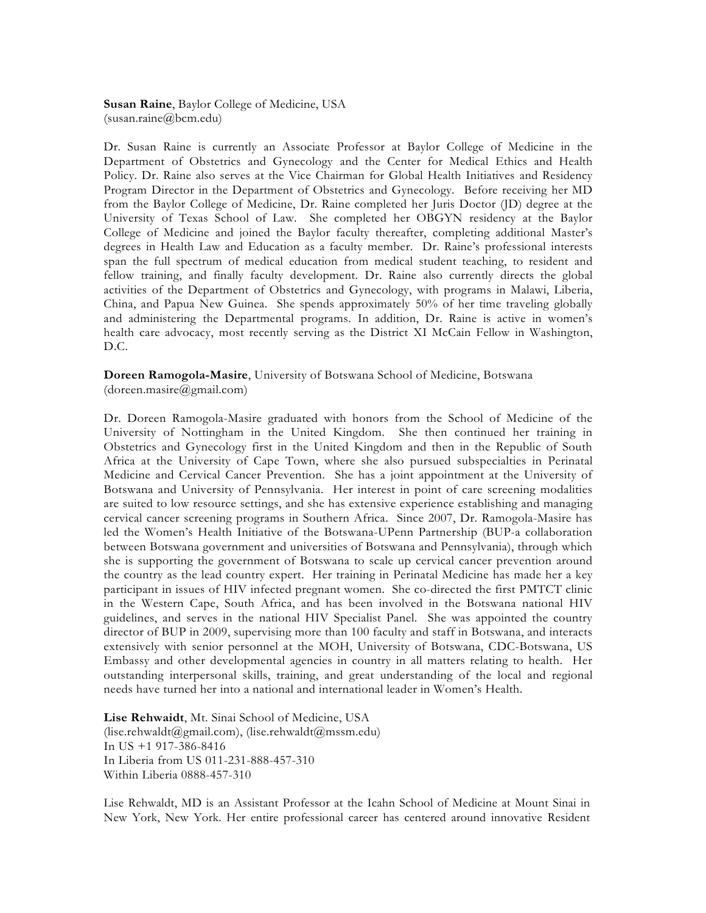**Susan Raine**, Baylor College of Medicine, USA
(susan.raine@bcm.edu)

Dr. Susan Raine is currently an Associate Professor at Baylor College of Medicine in the Department of Obstetrics and Gynecology and the Center for Medical Ethics and Health Policy. Dr. Raine also serves at the Vice Chairman for Global Health Initiatives and Residency Program Director in the Department of Obstetrics and Gynecology. Before receiving her MD from the Baylor College of Medicine, Dr. Raine completed her Juris Doctor (JD) degree at the University of Texas School of Law. She completed her OBGYN residency at the Baylor College of Medicine and joined the Baylor faculty thereafter, completing additional Master's degrees in Health Law and Education as a faculty member. Dr. Raine's professional interests span the full spectrum of medical education from medical student teaching, to resident and fellow training, and finally faculty development. Dr. Raine also currently directs the global activities of the Department of Obstetrics and Gynecology, with programs in Malawi, Liberia, China, and Papua New Guinea. She spends approximately 50% of her time traveling globally and administering the Departmental programs. In addition, Dr. Raine is active in women's health care advocacy, most recently serving as the District XI McCain Fellow in Washington, D.C.

**Doreen Ramogola-Masire**, University of Botswana School of Medicine, Botswana
(doreen.masire@gmail.com)

Dr. Doreen Ramogola-Masire graduated with honors from the School of Medicine of the University of Nottingham in the United Kingdom. She then continued her training in Obstetrics and Gynecology first in the United Kingdom and then in the Republic of South Africa at the University of Cape Town, where she also pursued subspecialties in Perinatal Medicine and Cervical Cancer Prevention. She has a joint appointment at the University of Botswana and University of Pennsylvania. Her interest in point of care screening modalities are suited to low resource settings, and she has extensive experience establishing and managing cervical cancer screening programs in Southern Africa. Since 2007, Dr. Ramogola-Masire has led the Women's Health Initiative of the Botswana-UPenn Partnership (BUP-a collaboration between Botswana government and universities of Botswana and Pennsylvania), through which she is supporting the government of Botswana to scale up cervical cancer prevention around the country as the lead country expert. Her training in Perinatal Medicine has made her a key participant in issues of HIV infected pregnant women. She co-directed the first PMTCT clinic in the Western Cape, South Africa, and has been involved in the Botswana national HIV guidelines, and serves in the national HIV Specialist Panel. She was appointed the country director of BUP in 2009, supervising more than 100 faculty and staff in Botswana, and interacts extensively with senior personnel at the MOH, University of Botswana, CDC-Botswana, US Embassy and other developmental agencies in country in all matters relating to health. Her outstanding interpersonal skills, training, and great understanding of the local and regional needs have turned her into a national and international leader in Women's Health.

**Lise Rehwaidt**, Mt. Sinai School of Medicine, USA
(lise.rehwaldt@gmail.com), (lise.rehwaldt@mssm.edu)
In US +1 917-386-8416
In Liberia from US 011-231-888-457-310
Within Liberia 0888-457-310

Lise Rehwaldt, MD is an Assistant Professor at the Icahn School of Medicine at Mount Sinai in New York, New York. Her entire professional career has centered around innovative Resident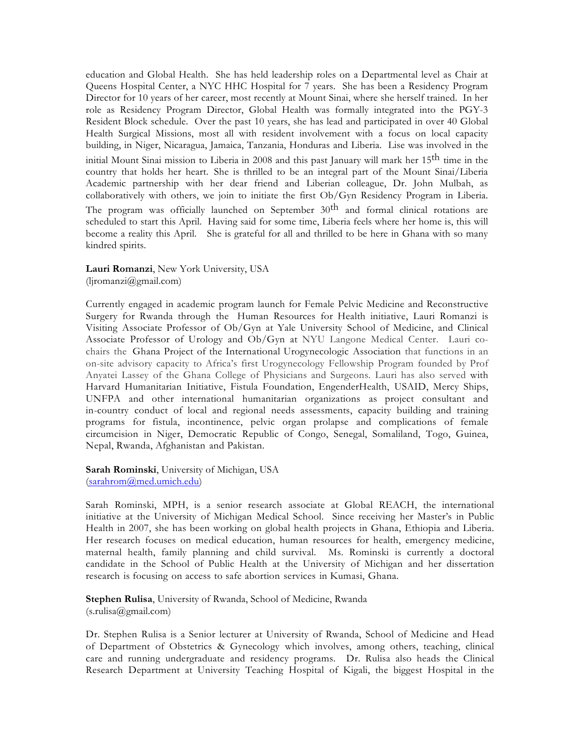education and Global Health. She has held leadership roles on a Departmental level as Chair at Queens Hospital Center, a NYC HHC Hospital for 7 years. She has been a Residency Program Director for 10 years of her career, most recently at Mount Sinai, where she herself trained. In her role as Residency Program Director, Global Health was formally integrated into the PGY-3 Resident Block schedule. Over the past 10 years, she has lead and participated in over 40 Global Health Surgical Missions, most all with resident involvement with a focus on local capacity building, in Niger, Nicaragua, Jamaica, Tanzania, Honduras and Liberia. Lise was involved in the initial Mount Sinai mission to Liberia in 2008 and this past January will mark her 15th time in the country that holds her heart. She is thrilled to be an integral part of the Mount Sinai/Liberia Academic partnership with her dear friend and Liberian colleague, Dr. John Mulbah, as collaboratively with others, we join to initiate the first Ob/Gyn Residency Program in Liberia. The program was officially launched on September 30th and formal clinical rotations are scheduled to start this April. Having said for some time, Liberia feels where her home is, this will become a reality this April. She is grateful for all and thrilled to be here in Ghana with so many kindred spirits.

**Lauri Romanzi**, New York University, USA
(ljromanzi@gmail.com)

Currently engaged in academic program launch for Female Pelvic Medicine and Reconstructive Surgery for Rwanda through the Human Resources for Health initiative, Lauri Romanzi is Visiting Associate Professor of Ob/Gyn at Yale University School of Medicine, and Clinical Associate Professor of Urology and Ob/Gyn at NYU Langone Medical Center. Lauri co-chairs the Ghana Project of the International Urogynecologic Association that functions in an on-site advisory capacity to Africa's first Urogynecology Fellowship Program founded by Prof Anyatei Lassey of the Ghana College of Physicians and Surgeons. Lauri has also served with Harvard Humanitarian Initiative, Fistula Foundation, EngenderHealth, USAID, Mercy Ships, UNFPA and other international humanitarian organizations as project consultant and in-country conduct of local and regional needs assessments, capacity building and training programs for fistula, incontinence, pelvic organ prolapse and complications of female circumcision in Niger, Democratic Republic of Congo, Senegal, Somaliland, Togo, Guinea, Nepal, Rwanda, Afghanistan and Pakistan.

**Sarah Rominski**, University of Michigan, USA
(sarahrom@med.umich.edu)

Sarah Rominski, MPH, is a senior research associate at Global REACH, the international initiative at the University of Michigan Medical School. Since receiving her Master's in Public Health in 2007, she has been working on global health projects in Ghana, Ethiopia and Liberia. Her research focuses on medical education, human resources for health, emergency medicine, maternal health, family planning and child survival. Ms. Rominski is currently a doctoral candidate in the School of Public Health at the University of Michigan and her dissertation research is focusing on access to safe abortion services in Kumasi, Ghana.

**Stephen Rulisa**, University of Rwanda, School of Medicine, Rwanda
(s.rulisa@gmail.com)

Dr. Stephen Rulisa is a Senior lecturer at University of Rwanda, School of Medicine and Head of Department of Obstetrics & Gynecology which involves, among others, teaching, clinical care and running undergraduate and residency programs. Dr. Rulisa also heads the Clinical Research Department at University Teaching Hospital of Kigali, the biggest Hospital in the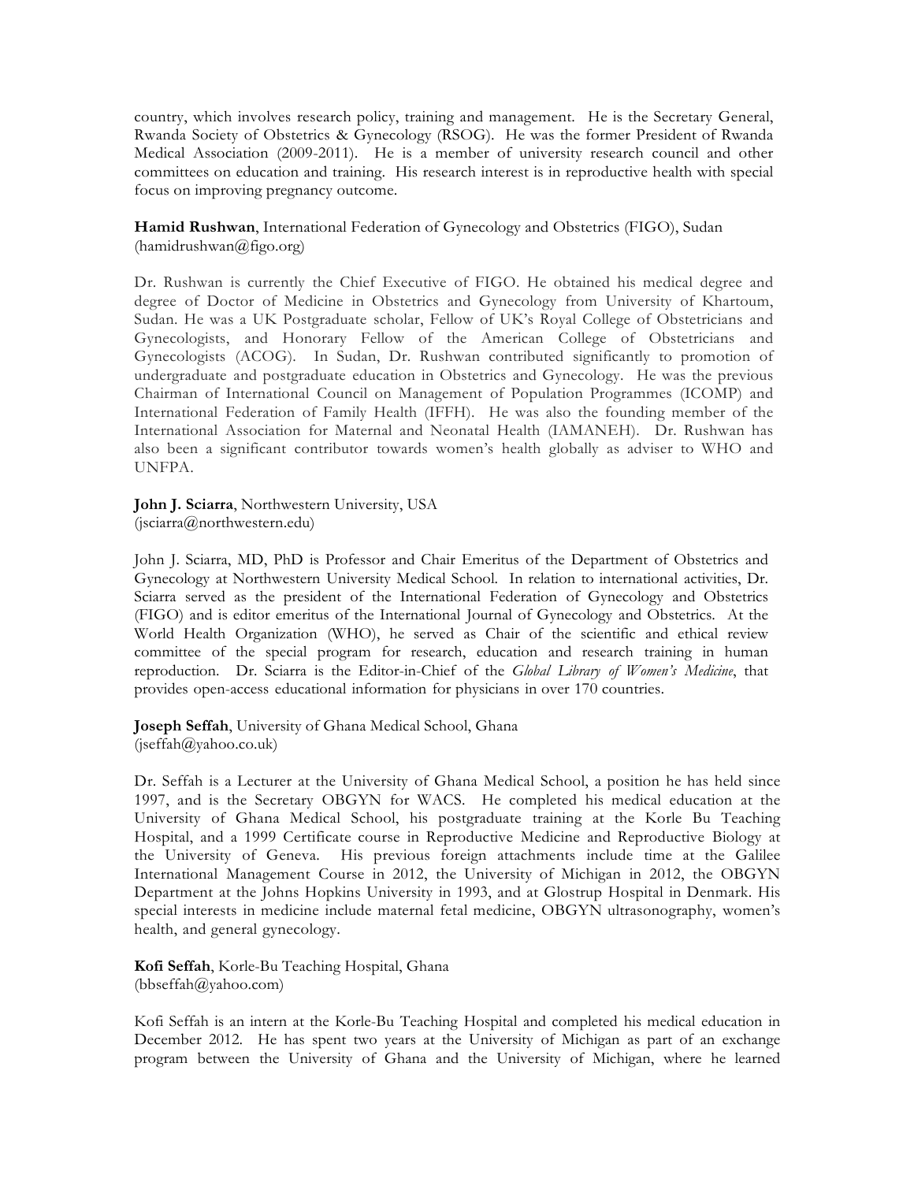country, which involves research policy, training and management. He is the Secretary General, Rwanda Society of Obstetrics & Gynecology (RSOG). He was the former President of Rwanda Medical Association (2009-2011). He is a member of university research council and other committees on education and training. His research interest is in reproductive health with special focus on improving pregnancy outcome.

**Hamid Rushwan**, International Federation of Gynecology and Obstetrics (FIGO), Sudan (hamidrushwan@figo.org)

Dr. Rushwan is currently the Chief Executive of FIGO. He obtained his medical degree and degree of Doctor of Medicine in Obstetrics and Gynecology from University of Khartoum, Sudan. He was a UK Postgraduate scholar, Fellow of UK's Royal College of Obstetricians and Gynecologists, and Honorary Fellow of the American College of Obstetricians and Gynecologists (ACOG). In Sudan, Dr. Rushwan contributed significantly to promotion of undergraduate and postgraduate education in Obstetrics and Gynecology. He was the previous Chairman of International Council on Management of Population Programmes (ICOMP) and International Federation of Family Health (IFFH). He was also the founding member of the International Association for Maternal and Neonatal Health (IAMANEH). Dr. Rushwan has also been a significant contributor towards women's health globally as adviser to WHO and UNFPA.

**John J. Sciarra**, Northwestern University, USA
(jsciarra@northwestern.edu)

John J. Sciarra, MD, PhD is Professor and Chair Emeritus of the Department of Obstetrics and Gynecology at Northwestern University Medical School. In relation to international activities, Dr. Sciarra served as the president of the International Federation of Gynecology and Obstetrics (FIGO) and is editor emeritus of the International Journal of Gynecology and Obstetrics. At the World Health Organization (WHO), he served as Chair of the scientific and ethical review committee of the special program for research, education and research training in human reproduction. Dr. Sciarra is the Editor-in-Chief of the *Global Library of Women's Medicine*, that provides open-access educational information for physicians in over 170 countries.

**Joseph Seffah**, University of Ghana Medical School, Ghana
(jseffah@yahoo.co.uk)

Dr. Seffah is a Lecturer at the University of Ghana Medical School, a position he has held since 1997, and is the Secretary OBGYN for WACS. He completed his medical education at the University of Ghana Medical School, his postgraduate training at the Korle Bu Teaching Hospital, and a 1999 Certificate course in Reproductive Medicine and Reproductive Biology at the University of Geneva. His previous foreign attachments include time at the Galilee International Management Course in 2012, the University of Michigan in 2012, the OBGYN Department at the Johns Hopkins University in 1993, and at Glostrup Hospital in Denmark. His special interests in medicine include maternal fetal medicine, OBGYN ultrasonography, women's health, and general gynecology.

**Kofi Seffah**, Korle-Bu Teaching Hospital, Ghana
(bbseffah@yahoo.com)

Kofi Seffah is an intern at the Korle-Bu Teaching Hospital and completed his medical education in December 2012. He has spent two years at the University of Michigan as part of an exchange program between the University of Ghana and the University of Michigan, where he learned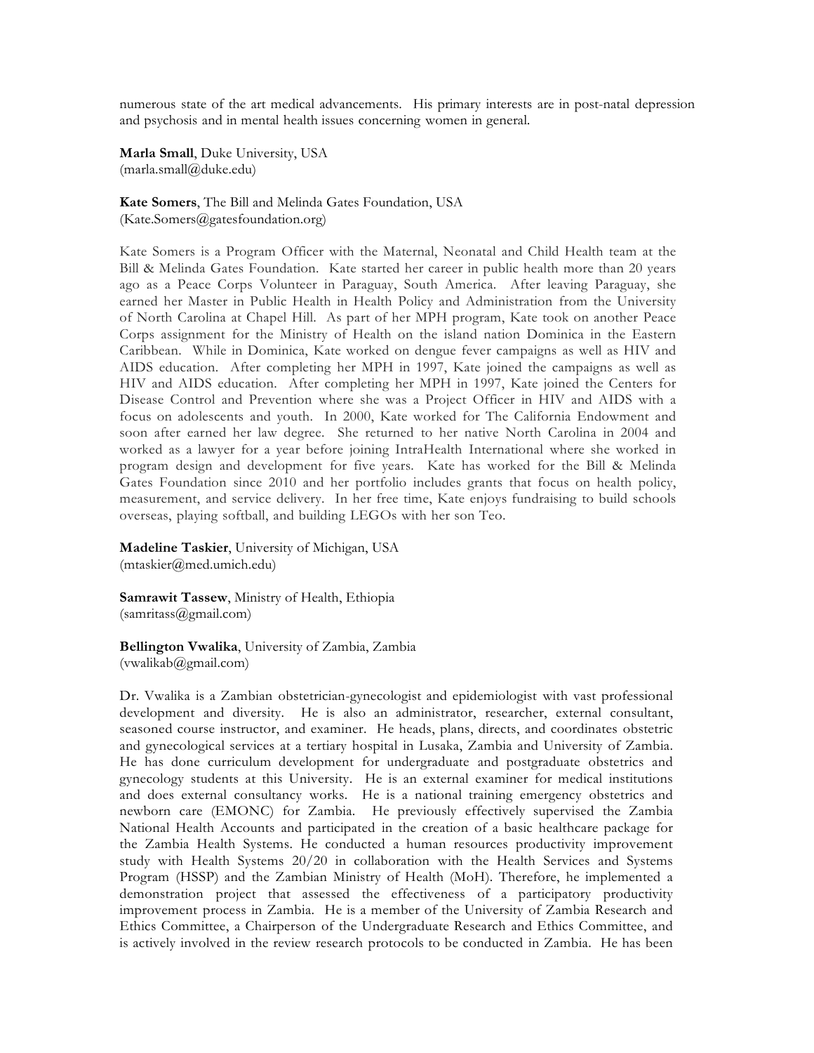numerous state of the art medical advancements. His primary interests are in post-natal depression and psychosis and in mental health issues concerning women in general.

**Marla Small**, Duke University, USA
(marla.small@duke.edu)

**Kate Somers**, The Bill and Melinda Gates Foundation, USA
(Kate.Somers@gatesfoundation.org)

Kate Somers is a Program Officer with the Maternal, Neonatal and Child Health team at the Bill & Melinda Gates Foundation. Kate started her career in public health more than 20 years ago as a Peace Corps Volunteer in Paraguay, South America. After leaving Paraguay, she earned her Master in Public Health in Health Policy and Administration from the University of North Carolina at Chapel Hill. As part of her MPH program, Kate took on another Peace Corps assignment for the Ministry of Health on the island nation Dominica in the Eastern Caribbean. While in Dominica, Kate worked on dengue fever campaigns as well as HIV and AIDS education. After completing her MPH in 1997, Kate joined the campaigns as well as HIV and AIDS education. After completing her MPH in 1997, Kate joined the Centers for Disease Control and Prevention where she was a Project Officer in HIV and AIDS with a focus on adolescents and youth. In 2000, Kate worked for The California Endowment and soon after earned her law degree. She returned to her native North Carolina in 2004 and worked as a lawyer for a year before joining IntraHealth International where she worked in program design and development for five years. Kate has worked for the Bill & Melinda Gates Foundation since 2010 and her portfolio includes grants that focus on health policy, measurement, and service delivery. In her free time, Kate enjoys fundraising to build schools overseas, playing softball, and building LEGOs with her son Teo.

**Madeline Taskier**, University of Michigan, USA
(mtaskier@med.umich.edu)

**Samrawit Tassew**, Ministry of Health, Ethiopia
(samritass@gmail.com)

**Bellington Vwalika**, University of Zambia, Zambia
(vwalikab@gmail.com)

Dr. Vwalika is a Zambian obstetrician-gynecologist and epidemiologist with vast professional development and diversity. He is also an administrator, researcher, external consultant, seasoned course instructor, and examiner. He heads, plans, directs, and coordinates obstetric and gynecological services at a tertiary hospital in Lusaka, Zambia and University of Zambia. He has done curriculum development for undergraduate and postgraduate obstetrics and gynecology students at this University. He is an external examiner for medical institutions and does external consultancy works. He is a national training emergency obstetrics and newborn care (EMONC) for Zambia. He previously effectively supervised the Zambia National Health Accounts and participated in the creation of a basic healthcare package for the Zambia Health Systems. He conducted a human resources productivity improvement study with Health Systems 20/20 in collaboration with the Health Services and Systems Program (HSSP) and the Zambian Ministry of Health (MoH). Therefore, he implemented a demonstration project that assessed the effectiveness of a participatory productivity improvement process in Zambia. He is a member of the University of Zambia Research and Ethics Committee, a Chairperson of the Undergraduate Research and Ethics Committee, and is actively involved in the review research protocols to be conducted in Zambia. He has been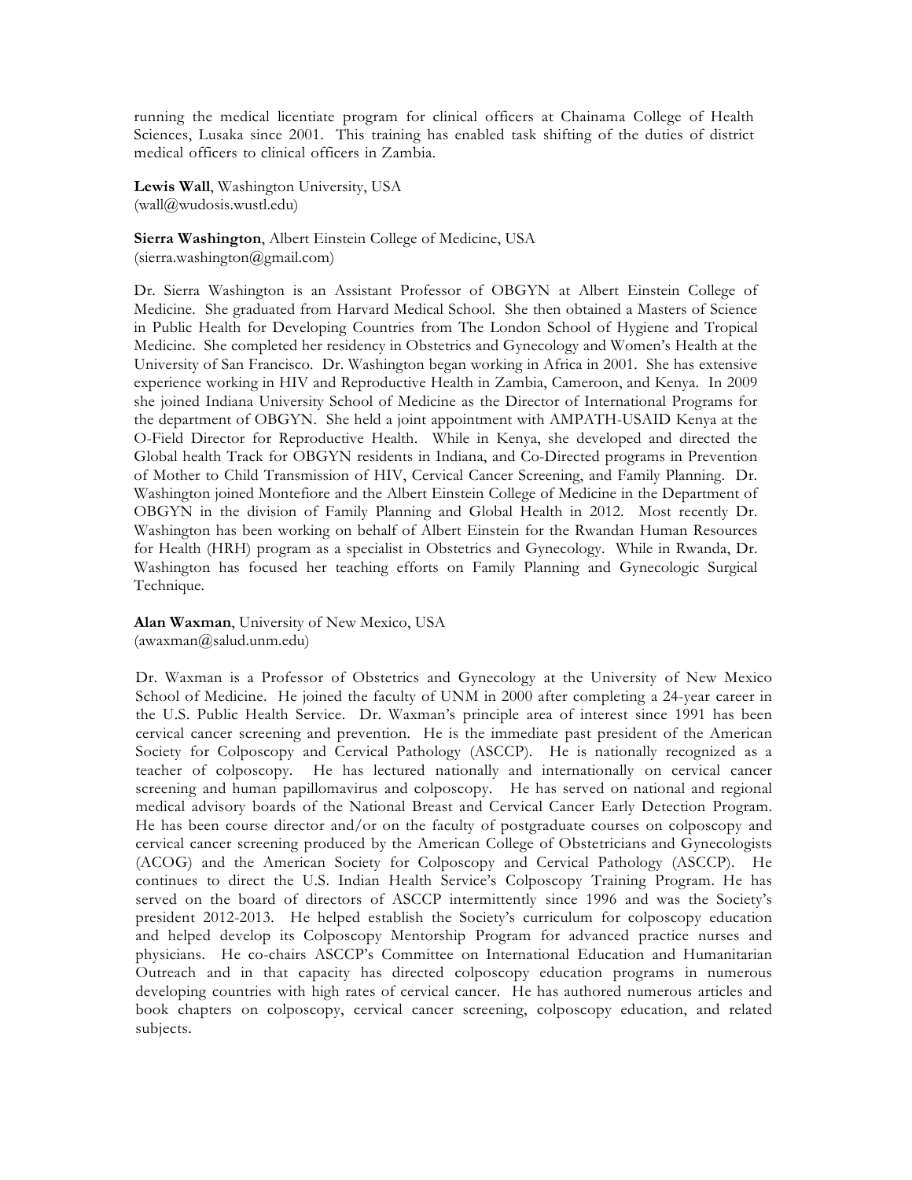running the medical licentiate program for clinical officers at Chainama College of Health Sciences, Lusaka since 2001. This training has enabled task shifting of the duties of district medical officers to clinical officers in Zambia.

**Lewis Wall**, Washington University, USA
(wall@wudosis.wustl.edu)

**Sierra Washington**, Albert Einstein College of Medicine, USA
(sierra.washington@gmail.com)

Dr. Sierra Washington is an Assistant Professor of OBGYN at Albert Einstein College of Medicine. She graduated from Harvard Medical School. She then obtained a Masters of Science in Public Health for Developing Countries from The London School of Hygiene and Tropical Medicine. She completed her residency in Obstetrics and Gynecology and Women's Health at the University of San Francisco. Dr. Washington began working in Africa in 2001. She has extensive experience working in HIV and Reproductive Health in Zambia, Cameroon, and Kenya. In 2009 she joined Indiana University School of Medicine as the Director of International Programs for the department of OBGYN. She held a joint appointment with AMPATH-USAID Kenya at the O-Field Director for Reproductive Health. While in Kenya, she developed and directed the Global health Track for OBGYN residents in Indiana, and Co-Directed programs in Prevention of Mother to Child Transmission of HIV, Cervical Cancer Screening, and Family Planning. Dr. Washington joined Montefiore and the Albert Einstein College of Medicine in the Department of OBGYN in the division of Family Planning and Global Health in 2012. Most recently Dr. Washington has been working on behalf of Albert Einstein for the Rwandan Human Resources for Health (HRH) program as a specialist in Obstetrics and Gynecology. While in Rwanda, Dr. Washington has focused her teaching efforts on Family Planning and Gynecologic Surgical Technique.

**Alan Waxman**, University of New Mexico, USA
(awaxman@salud.unm.edu)

Dr. Waxman is a Professor of Obstetrics and Gynecology at the University of New Mexico School of Medicine. He joined the faculty of UNM in 2000 after completing a 24-year career in the U.S. Public Health Service. Dr. Waxman's principle area of interest since 1991 has been cervical cancer screening and prevention. He is the immediate past president of the American Society for Colposcopy and Cervical Pathology (ASCCP). He is nationally recognized as a teacher of colposcopy. He has lectured nationally and internationally on cervical cancer screening and human papillomavirus and colposcopy. He has served on national and regional medical advisory boards of the National Breast and Cervical Cancer Early Detection Program. He has been course director and/or on the faculty of postgraduate courses on colposcopy and cervical cancer screening produced by the American College of Obstetricians and Gynecologists (ACOG) and the American Society for Colposcopy and Cervical Pathology (ASCCP). He continues to direct the U.S. Indian Health Service's Colposcopy Training Program. He has served on the board of directors of ASCCP intermittently since 1996 and was the Society's president 2012-2013. He helped establish the Society's curriculum for colposcopy education and helped develop its Colposcopy Mentorship Program for advanced practice nurses and physicians. He co-chairs ASCCP's Committee on International Education and Humanitarian Outreach and in that capacity has directed colposcopy education programs in numerous developing countries with high rates of cervical cancer. He has authored numerous articles and book chapters on colposcopy, cervical cancer screening, colposcopy education, and related subjects.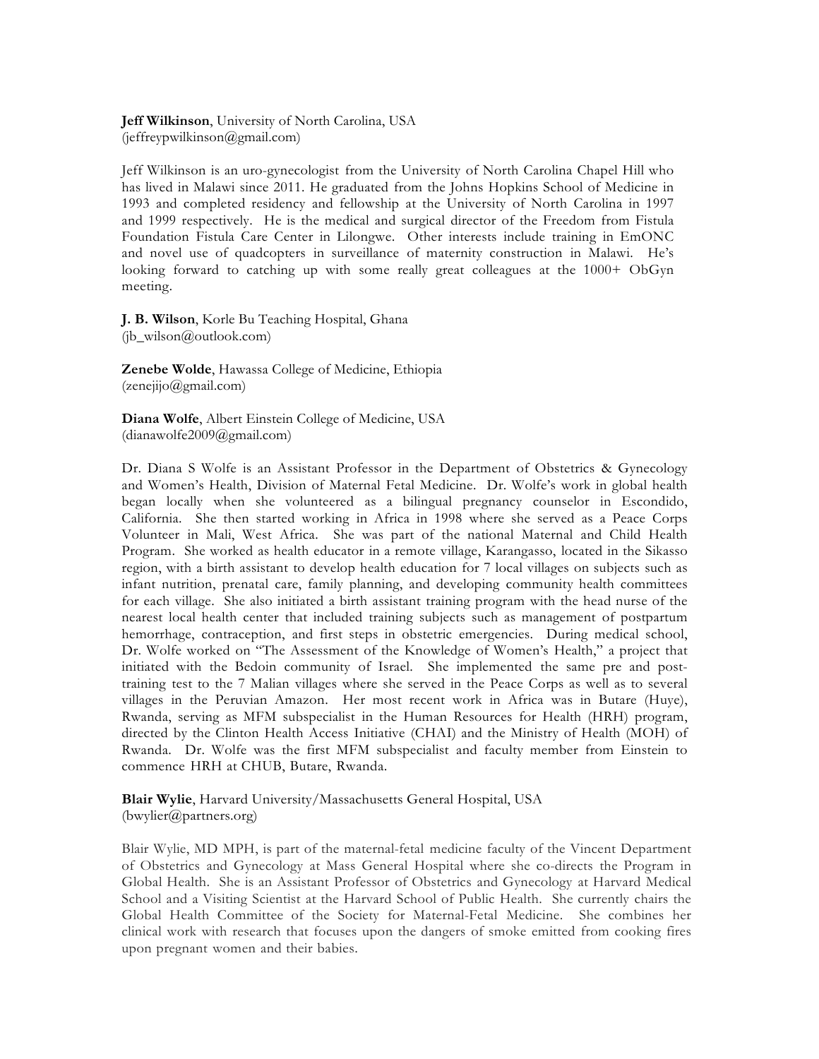**Jeff Wilkinson**, University of North Carolina, USA
(jeffreypwilkinson@gmail.com)

Jeff Wilkinson is an uro-gynecologist from the University of North Carolina Chapel Hill who has lived in Malawi since 2011. He graduated from the Johns Hopkins School of Medicine in 1993 and completed residency and fellowship at the University of North Carolina in 1997 and 1999 respectively. He is the medical and surgical director of the Freedom from Fistula Foundation Fistula Care Center in Lilongwe. Other interests include training in EmONC and novel use of quadcopters in surveillance of maternity construction in Malawi. He's looking forward to catching up with some really great colleagues at the 1000+ ObGyn meeting.

**J. B. Wilson**, Korle Bu Teaching Hospital, Ghana
(jb_wilson@outlook.com)

**Zenebe Wolde**, Hawassa College of Medicine, Ethiopia
(zenejijo@gmail.com)

**Diana Wolfe**, Albert Einstein College of Medicine, USA
(dianawolfe2009@gmail.com)

Dr. Diana S Wolfe is an Assistant Professor in the Department of Obstetrics & Gynecology and Women's Health, Division of Maternal Fetal Medicine. Dr. Wolfe's work in global health began locally when she volunteered as a bilingual pregnancy counselor in Escondido, California. She then started working in Africa in 1998 where she served as a Peace Corps Volunteer in Mali, West Africa. She was part of the national Maternal and Child Health Program. She worked as health educator in a remote village, Karangasso, located in the Sikasso region, with a birth assistant to develop health education for 7 local villages on subjects such as infant nutrition, prenatal care, family planning, and developing community health committees for each village. She also initiated a birth assistant training program with the head nurse of the nearest local health center that included training subjects such as management of postpartum hemorrhage, contraception, and first steps in obstetric emergencies. During medical school, Dr. Wolfe worked on "The Assessment of the Knowledge of Women's Health," a project that initiated with the Bedoin community of Israel. She implemented the same pre and post-training test to the 7 Malian villages where she served in the Peace Corps as well as to several villages in the Peruvian Amazon. Her most recent work in Africa was in Butare (Huye), Rwanda, serving as MFM subspecialist in the Human Resources for Health (HRH) program, directed by the Clinton Health Access Initiative (CHAI) and the Ministry of Health (MOH) of Rwanda. Dr. Wolfe was the first MFM subspecialist and faculty member from Einstein to commence HRH at CHUB, Butare, Rwanda.

**Blair Wylie**, Harvard University/Massachusetts General Hospital, USA
(bwylier@partners.org)

Blair Wylie, MD MPH, is part of the maternal-fetal medicine faculty of the Vincent Department of Obstetrics and Gynecology at Mass General Hospital where she co-directs the Program in Global Health. She is an Assistant Professor of Obstetrics and Gynecology at Harvard Medical School and a Visiting Scientist at the Harvard School of Public Health. She currently chairs the Global Health Committee of the Society for Maternal-Fetal Medicine. She combines her clinical work with research that focuses upon the dangers of smoke emitted from cooking fires upon pregnant women and their babies.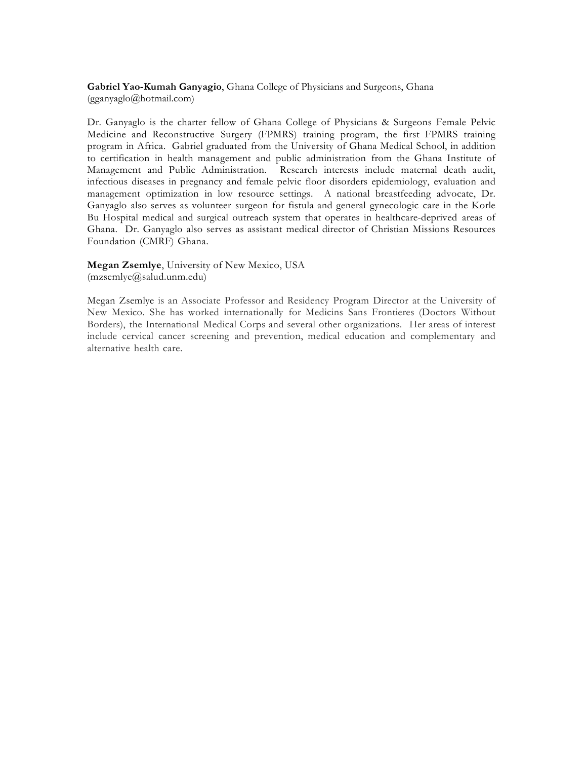**Gabriel Yao-Kumah Ganyagio**, Ghana College of Physicians and Surgeons, Ghana
(gganyaglo@hotmail.com)

Dr. Ganyaglo is the charter fellow of Ghana College of Physicians & Surgeons Female Pelvic Medicine and Reconstructive Surgery (FPMRS) training program, the first FPMRS training program in Africa. Gabriel graduated from the University of Ghana Medical School, in addition to certification in health management and public administration from the Ghana Institute of Management and Public Administration. Research interests include maternal death audit, infectious diseases in pregnancy and female pelvic floor disorders epidemiology, evaluation and management optimization in low resource settings. A national breastfeeding advocate, Dr. Ganyaglo also serves as volunteer surgeon for fistula and general gynecologic care in the Korle Bu Hospital medical and surgical outreach system that operates in healthcare-deprived areas of Ghana. Dr. Ganyaglo also serves as assistant medical director of Christian Missions Resources Foundation (CMRF) Ghana.

**Megan Zsemlye**, University of New Mexico, USA
(mzsemlye@salud.unm.edu)

Megan Zsemlye is an Associate Professor and Residency Program Director at the University of New Mexico. She has worked internationally for Medicins Sans Frontieres (Doctors Without Borders), the International Medical Corps and several other organizations. Her areas of interest include cervical cancer screening and prevention, medical education and complementary and alternative health care.